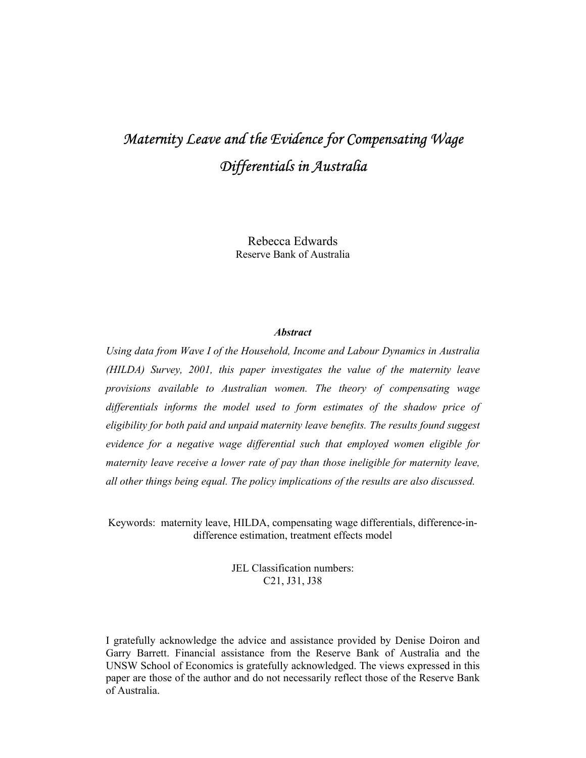# *Maternity Leave and the Evidence for Compensating Wage Differentials in Australia*

Rebecca Edwards
Reserve Bank of Australia

***Abstract***

*Using data from Wave I of the Household, Income and Labour Dynamics in Australia (HILDA) Survey, 2001, this paper investigates the value of the maternity leave provisions available to Australian women. The theory of compensating wage differentials informs the model used to form estimates of the shadow price of eligibility for both paid and unpaid maternity leave benefits. The results found suggest evidence for a negative wage differential such that employed women eligible for maternity leave receive a lower rate of pay than those ineligible for maternity leave, all other things being equal. The policy implications of the results are also discussed.*

Keywords: maternity leave, HILDA, compensating wage differentials, difference-in-difference estimation, treatment effects model

JEL Classification numbers:
C21, J31, J38

I gratefully acknowledge the advice and assistance provided by Denise Doiron and Garry Barrett. Financial assistance from the Reserve Bank of Australia and the UNSW School of Economics is gratefully acknowledged. The views expressed in this paper are those of the author and do not necessarily reflect those of the Reserve Bank of Australia.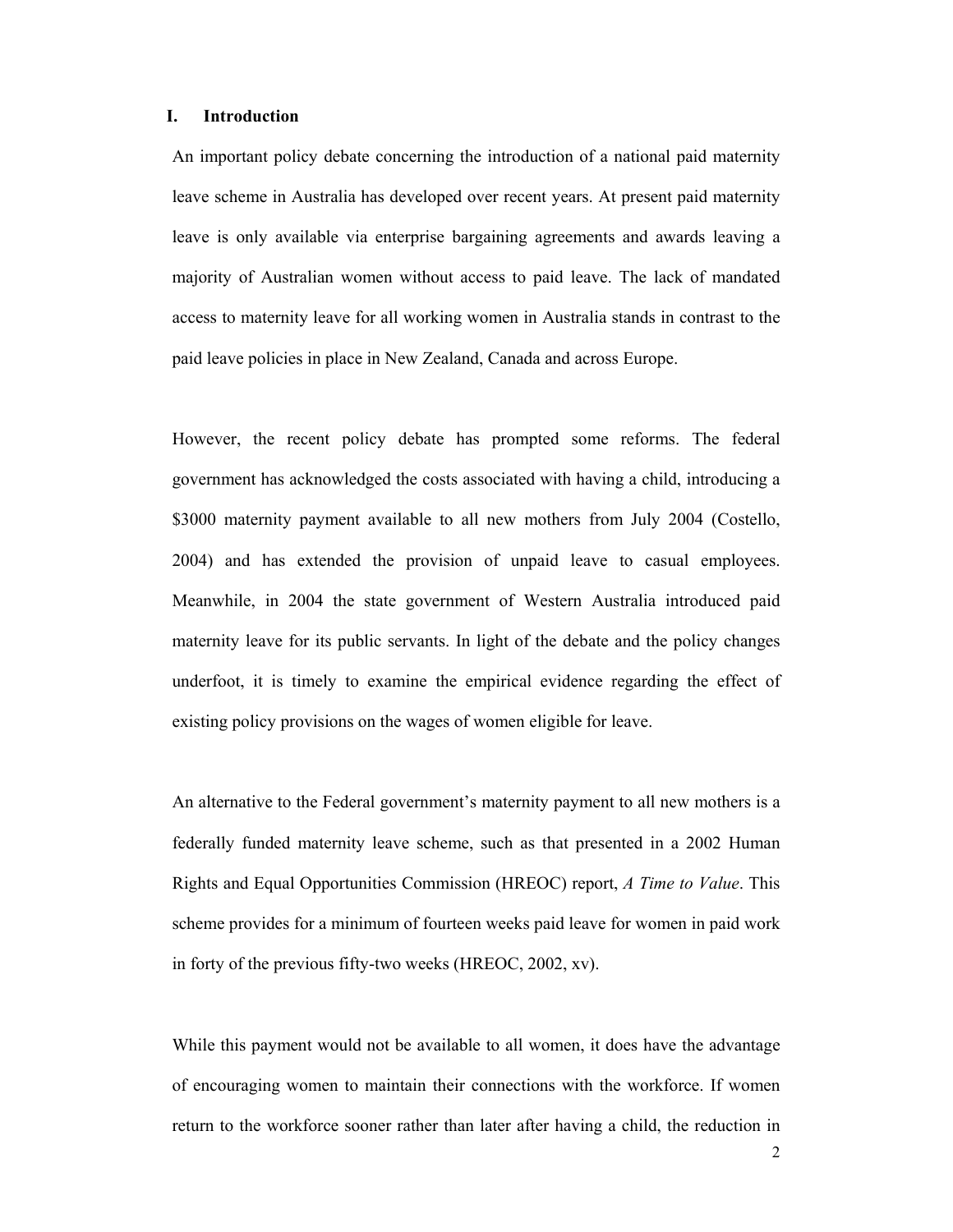## I. Introduction

An important policy debate concerning the introduction of a national paid maternity leave scheme in Australia has developed over recent years. At present paid maternity leave is only available via enterprise bargaining agreements and awards leaving a majority of Australian women without access to paid leave. The lack of mandated access to maternity leave for all working women in Australia stands in contrast to the paid leave policies in place in New Zealand, Canada and across Europe.

However, the recent policy debate has prompted some reforms. The federal government has acknowledged the costs associated with having a child, introducing a $3000 maternity payment available to all new mothers from July 2004 (Costello, 2004) and has extended the provision of unpaid leave to casual employees. Meanwhile, in 2004 the state government of Western Australia introduced paid maternity leave for its public servants. In light of the debate and the policy changes underfoot, it is timely to examine the empirical evidence regarding the effect of existing policy provisions on the wages of women eligible for leave.

An alternative to the Federal government's maternity payment to all new mothers is a federally funded maternity leave scheme, such as that presented in a 2002 Human Rights and Equal Opportunities Commission (HREOC) report, *A Time to Value*. This scheme provides for a minimum of fourteen weeks paid leave for women in paid work in forty of the previous fifty-two weeks (HREOC, 2002, xv).

While this payment would not be available to all women, it does have the advantage of encouraging women to maintain their connections with the workforce. If women return to the workforce sooner rather than later after having a child, the reduction in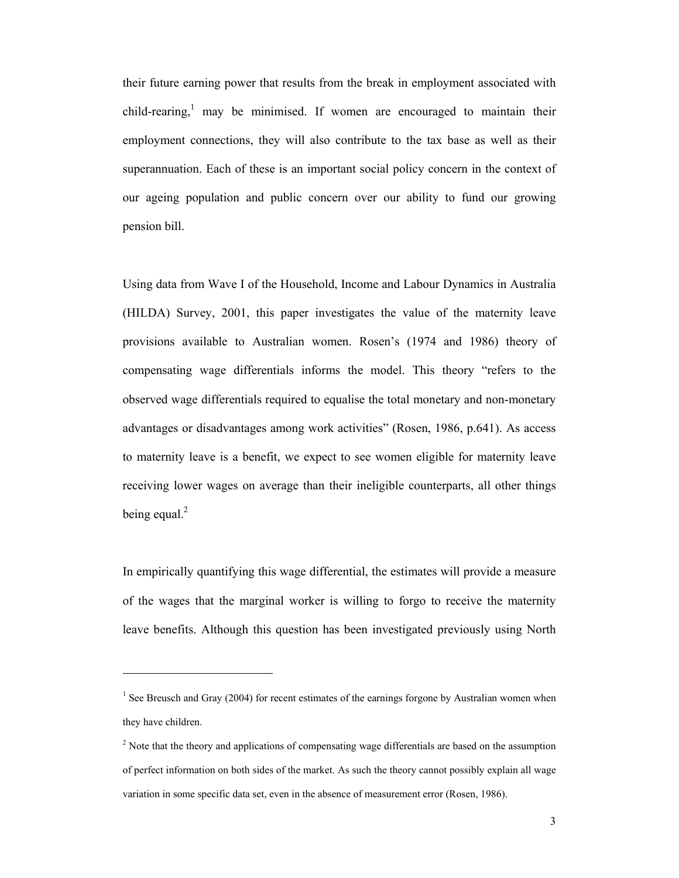their future earning power that results from the break in employment associated with child-rearing,[1] may be minimised. If women are encouraged to maintain their employment connections, they will also contribute to the tax base as well as their superannuation. Each of these is an important social policy concern in the context of our ageing population and public concern over our ability to fund our growing pension bill.

Using data from Wave I of the Household, Income and Labour Dynamics in Australia (HILDA) Survey, 2001, this paper investigates the value of the maternity leave provisions available to Australian women. Rosen's (1974 and 1986) theory of compensating wage differentials informs the model. This theory "refers to the observed wage differentials required to equalise the total monetary and non-monetary advantages or disadvantages among work activities" (Rosen, 1986, p.641). As access to maternity leave is a benefit, we expect to see women eligible for maternity leave receiving lower wages on average than their ineligible counterparts, all other things being equal.[2]

In empirically quantifying this wage differential, the estimates will provide a measure of the wages that the marginal worker is willing to forgo to receive the maternity leave benefits. Although this question has been investigated previously using North

---

[1] See Breusch and Gray (2004) for recent estimates of the earnings forgone by Australian women when they have children.

[2] Note that the theory and applications of compensating wage differentials are based on the assumption of perfect information on both sides of the market. As such the theory cannot possibly explain all wage variation in some specific data set, even in the absence of measurement error (Rosen, 1986).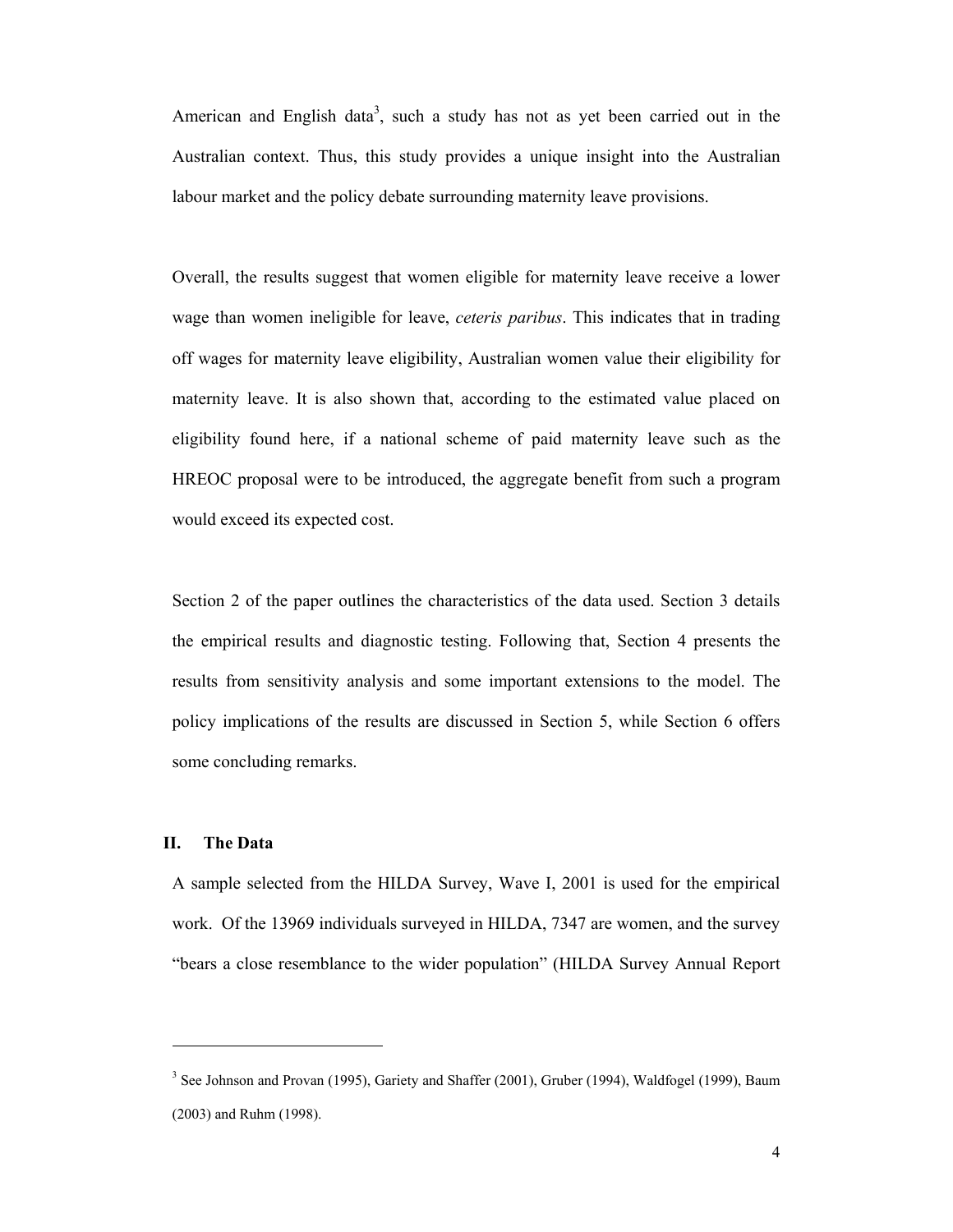American and English data[3], such a study has not as yet been carried out in the Australian context. Thus, this study provides a unique insight into the Australian labour market and the policy debate surrounding maternity leave provisions.

Overall, the results suggest that women eligible for maternity leave receive a lower wage than women ineligible for leave, *ceteris paribus*. This indicates that in trading off wages for maternity leave eligibility, Australian women value their eligibility for maternity leave. It is also shown that, according to the estimated value placed on eligibility found here, if a national scheme of paid maternity leave such as the HREOC proposal were to be introduced, the aggregate benefit from such a program would exceed its expected cost.

Section 2 of the paper outlines the characteristics of the data used. Section 3 details the empirical results and diagnostic testing. Following that, Section 4 presents the results from sensitivity analysis and some important extensions to the model. The policy implications of the results are discussed in Section 5, while Section 6 offers some concluding remarks.

## II. The Data

A sample selected from the HILDA Survey, Wave I, 2001 is used for the empirical work. Of the 13969 individuals surveyed in HILDA, 7347 are women, and the survey "bears a close resemblance to the wider population" (HILDA Survey Annual Report

---

[3] See Johnson and Provan (1995), Gariety and Shaffer (2001), Gruber (1994), Waldfogel (1999), Baum (2003) and Ruhm (1998).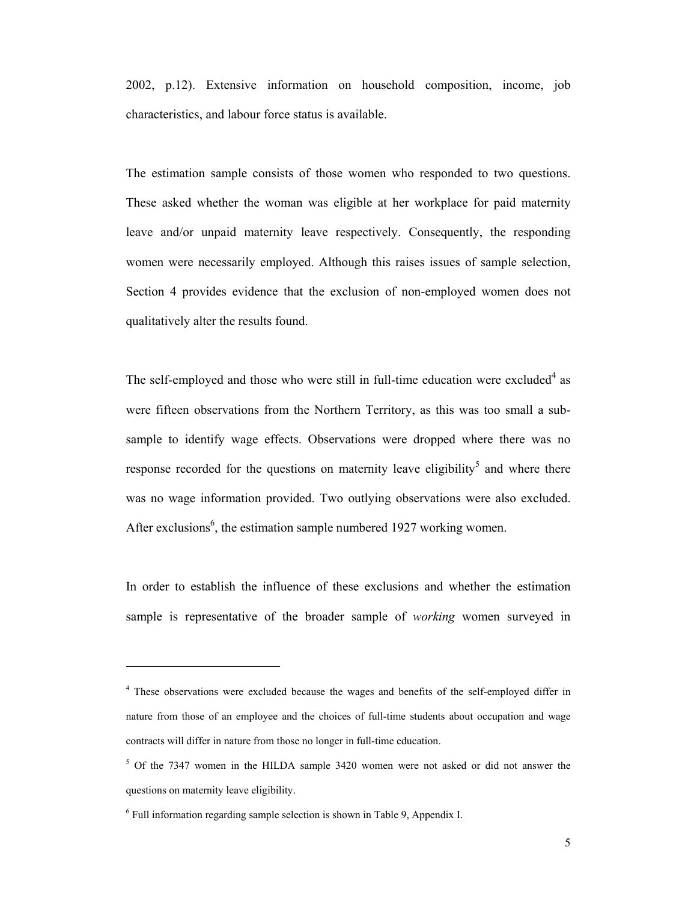2002, p.12). Extensive information on household composition, income, job characteristics, and labour force status is available.

The estimation sample consists of those women who responded to two questions. These asked whether the woman was eligible at her workplace for paid maternity leave and/or unpaid maternity leave respectively. Consequently, the responding women were necessarily employed. Although this raises issues of sample selection, Section 4 provides evidence that the exclusion of non-employed women does not qualitatively alter the results found.

The self-employed and those who were still in full-time education were excluded[4] as were fifteen observations from the Northern Territory, as this was too small a sub-sample to identify wage effects. Observations were dropped where there was no response recorded for the questions on maternity leave eligibility[5] and where there was no wage information provided. Two outlying observations were also excluded. After exclusions[6], the estimation sample numbered 1927 working women.

In order to establish the influence of these exclusions and whether the estimation sample is representative of the broader sample of *working* women surveyed in

---

[4] These observations were excluded because the wages and benefits of the self-employed differ in nature from those of an employee and the choices of full-time students about occupation and wage contracts will differ in nature from those no longer in full-time education.

[5] Of the 7347 women in the HILDA sample 3420 women were not asked or did not answer the questions on maternity leave eligibility.

[6] Full information regarding sample selection is shown in Table 9, Appendix I.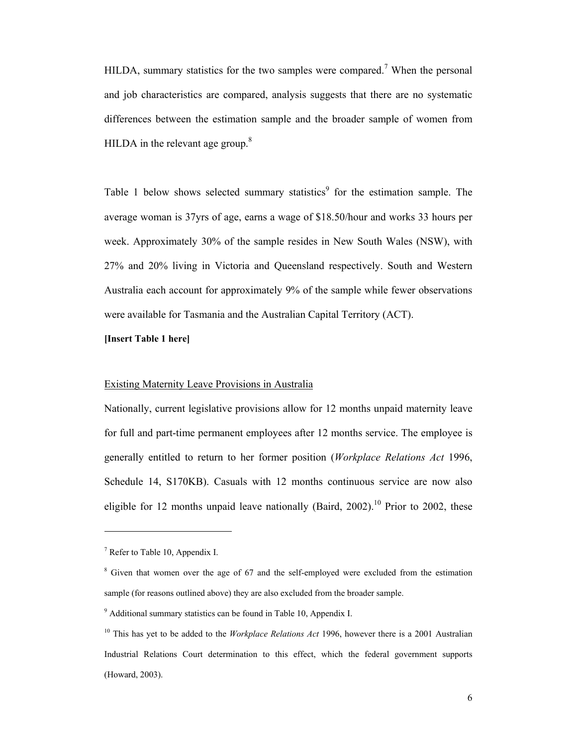HILDA, summary statistics for the two samples were compared.[7] When the personal and job characteristics are compared, analysis suggests that there are no systematic differences between the estimation sample and the broader sample of women from HILDA in the relevant age group.[8]

Table 1 below shows selected summary statistics[9] for the estimation sample. The average woman is 37yrs of age, earns a wage of $18.50/hour and works 33 hours per week. Approximately 30% of the sample resides in New South Wales (NSW), with 27% and 20% living in Victoria and Queensland respectively. South and Western Australia each account for approximately 9% of the sample while fewer observations were available for Tasmania and the Australian Capital Territory (ACT).

**[Insert Table 1 here]**

<u>Existing Maternity Leave Provisions in Australia</u>

Nationally, current legislative provisions allow for 12 months unpaid maternity leave for full and part-time permanent employees after 12 months service. The employee is generally entitled to return to her former position (*Workplace Relations Act* 1996, Schedule 14, S170KB). Casuals with 12 months continuous service are now also eligible for 12 months unpaid leave nationally (Baird, 2002).[10] Prior to 2002, these

---

[7] Refer to Table 10, Appendix I.

[8] Given that women over the age of 67 and the self-employed were excluded from the estimation sample (for reasons outlined above) they are also excluded from the broader sample.

[9] Additional summary statistics can be found in Table 10, Appendix I.

[10] This has yet to be added to the *Workplace Relations Act* 1996, however there is a 2001 Australian Industrial Relations Court determination to this effect, which the federal government supports (Howard, 2003).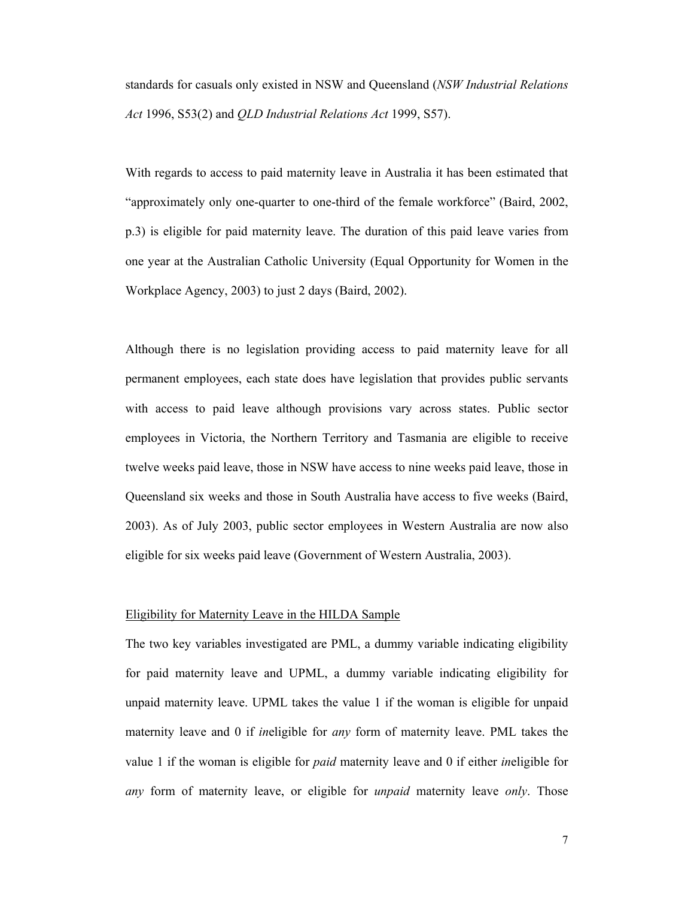standards for casuals only existed in NSW and Queensland (*NSW Industrial Relations Act* 1996, S53(2) and *QLD Industrial Relations Act* 1999, S57).

With regards to access to paid maternity leave in Australia it has been estimated that "approximately only one-quarter to one-third of the female workforce" (Baird, 2002, p.3) is eligible for paid maternity leave. The duration of this paid leave varies from one year at the Australian Catholic University (Equal Opportunity for Women in the Workplace Agency, 2003) to just 2 days (Baird, 2002).

Although there is no legislation providing access to paid maternity leave for all permanent employees, each state does have legislation that provides public servants with access to paid leave although provisions vary across states. Public sector employees in Victoria, the Northern Territory and Tasmania are eligible to receive twelve weeks paid leave, those in NSW have access to nine weeks paid leave, those in Queensland six weeks and those in South Australia have access to five weeks (Baird, 2003). As of July 2003, public sector employees in Western Australia are now also eligible for six weeks paid leave (Government of Western Australia, 2003).

<u>Eligibility for Maternity Leave in the HILDA Sample</u>

The two key variables investigated are PML, a dummy variable indicating eligibility for paid maternity leave and UPML, a dummy variable indicating eligibility for unpaid maternity leave. UPML takes the value 1 if the woman is eligible for unpaid maternity leave and 0 if *in*eligible for *any* form of maternity leave. PML takes the value 1 if the woman is eligible for *paid* maternity leave and 0 if either *in*eligible for *any* form of maternity leave, or eligible for *unpaid* maternity leave *only*. Those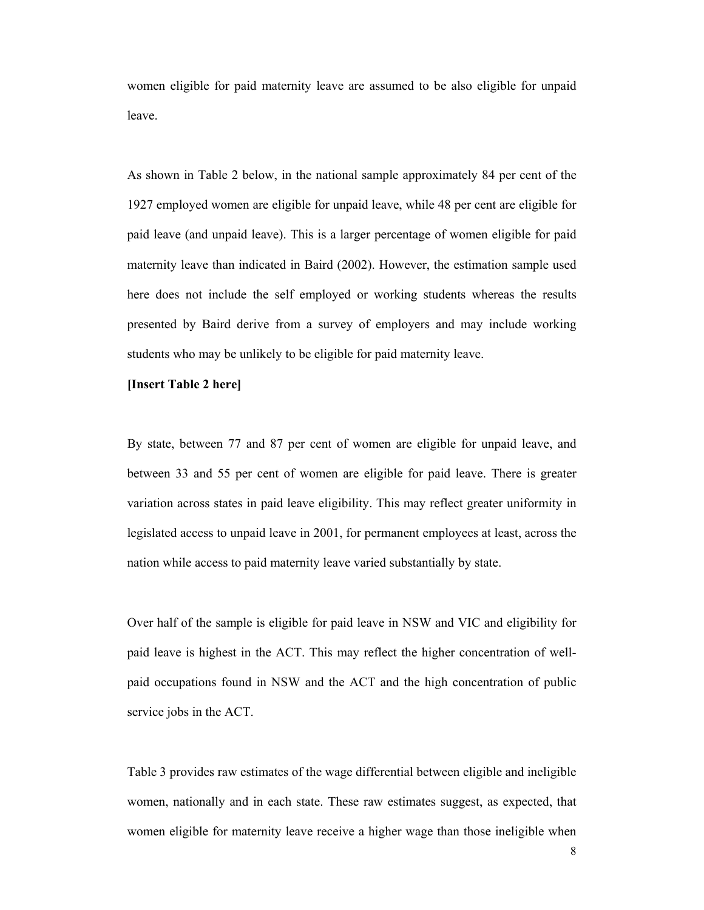women eligible for paid maternity leave are assumed to be also eligible for unpaid leave.

As shown in Table 2 below, in the national sample approximately 84 per cent of the 1927 employed women are eligible for unpaid leave, while 48 per cent are eligible for paid leave (and unpaid leave). This is a larger percentage of women eligible for paid maternity leave than indicated in Baird (2002). However, the estimation sample used here does not include the self employed or working students whereas the results presented by Baird derive from a survey of employers and may include working students who may be unlikely to be eligible for paid maternity leave.

**[Insert Table 2 here]**

By state, between 77 and 87 per cent of women are eligible for unpaid leave, and between 33 and 55 per cent of women are eligible for paid leave. There is greater variation across states in paid leave eligibility. This may reflect greater uniformity in legislated access to unpaid leave in 2001, for permanent employees at least, across the nation while access to paid maternity leave varied substantially by state.

Over half of the sample is eligible for paid leave in NSW and VIC and eligibility for paid leave is highest in the ACT. This may reflect the higher concentration of well-paid occupations found in NSW and the ACT and the high concentration of public service jobs in the ACT.

Table 3 provides raw estimates of the wage differential between eligible and ineligible women, nationally and in each state. These raw estimates suggest, as expected, that women eligible for maternity leave receive a higher wage than those ineligible when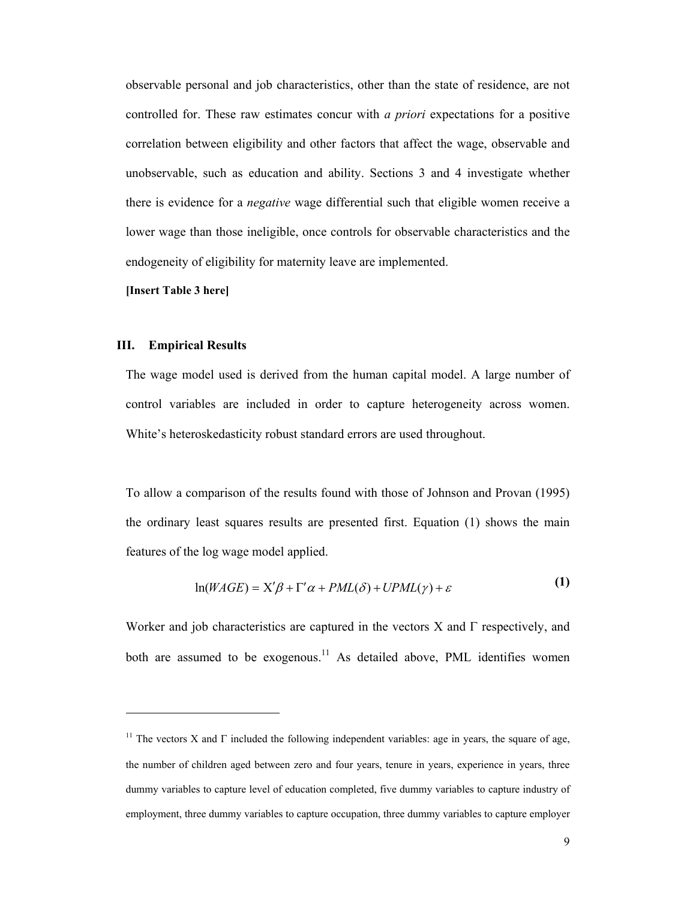observable personal and job characteristics, other than the state of residence, are not controlled for. These raw estimates concur with *a priori* expectations for a positive correlation between eligibility and other factors that affect the wage, observable and unobservable, such as education and ability. Sections 3 and 4 investigate whether there is evidence for a *negative* wage differential such that eligible women receive a lower wage than those ineligible, once controls for observable characteristics and the endogeneity of eligibility for maternity leave are implemented.

**[Insert Table 3 here]**

## III. Empirical Results

The wage model used is derived from the human capital model. A large number of control variables are included in order to capture heterogeneity across women. White's heteroskedasticity robust standard errors are used throughout.

To allow a comparison of the results found with those of Johnson and Provan (1995) the ordinary least squares results are presented first. Equation (1) shows the main features of the log wage model applied.

$$\ln(WAGE) = \mathrm{X}'\beta + \Gamma'\alpha + PML(\delta) + UPML(\gamma) + \varepsilon \qquad \textbf{(1)}$$

Worker and job characteristics are captured in the vectors X and Γ respectively, and both are assumed to be exogenous.[11] As detailed above, PML identifies women

---

[11] The vectors X and Γ included the following independent variables: age in years, the square of age, the number of children aged between zero and four years, tenure in years, experience in years, three dummy variables to capture level of education completed, five dummy variables to capture industry of employment, three dummy variables to capture occupation, three dummy variables to capture employer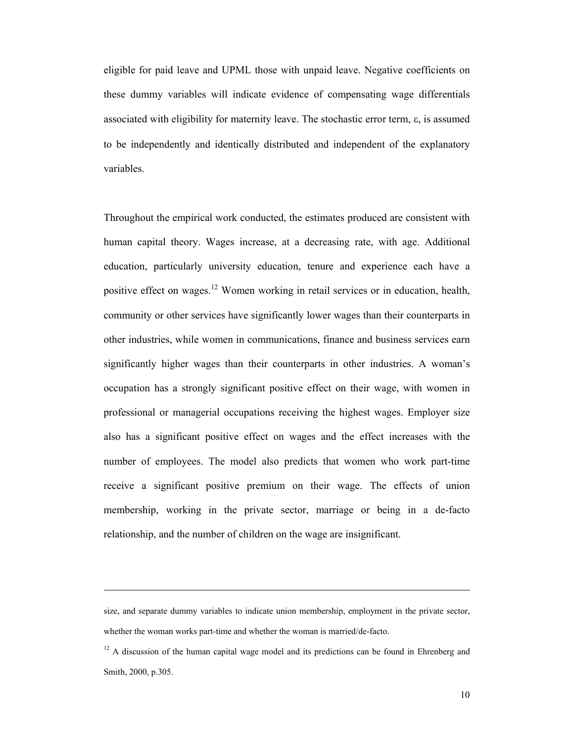eligible for paid leave and UPML those with unpaid leave. Negative coefficients on these dummy variables will indicate evidence of compensating wage differentials associated with eligibility for maternity leave. The stochastic error term, ε, is assumed to be independently and identically distributed and independent of the explanatory variables.

Throughout the empirical work conducted, the estimates produced are consistent with human capital theory. Wages increase, at a decreasing rate, with age. Additional education, particularly university education, tenure and experience each have a positive effect on wages.[12] Women working in retail services or in education, health, community or other services have significantly lower wages than their counterparts in other industries, while women in communications, finance and business services earn significantly higher wages than their counterparts in other industries. A woman's occupation has a strongly significant positive effect on their wage, with women in professional or managerial occupations receiving the highest wages. Employer size also has a significant positive effect on wages and the effect increases with the number of employees. The model also predicts that women who work part-time receive a significant positive premium on their wage. The effects of union membership, working in the private sector, marriage or being in a de-facto relationship, and the number of children on the wage are insignificant.

---

size, and separate dummy variables to indicate union membership, employment in the private sector, whether the woman works part-time and whether the woman is married/de-facto.

[12] A discussion of the human capital wage model and its predictions can be found in Ehrenberg and Smith, 2000, p.305.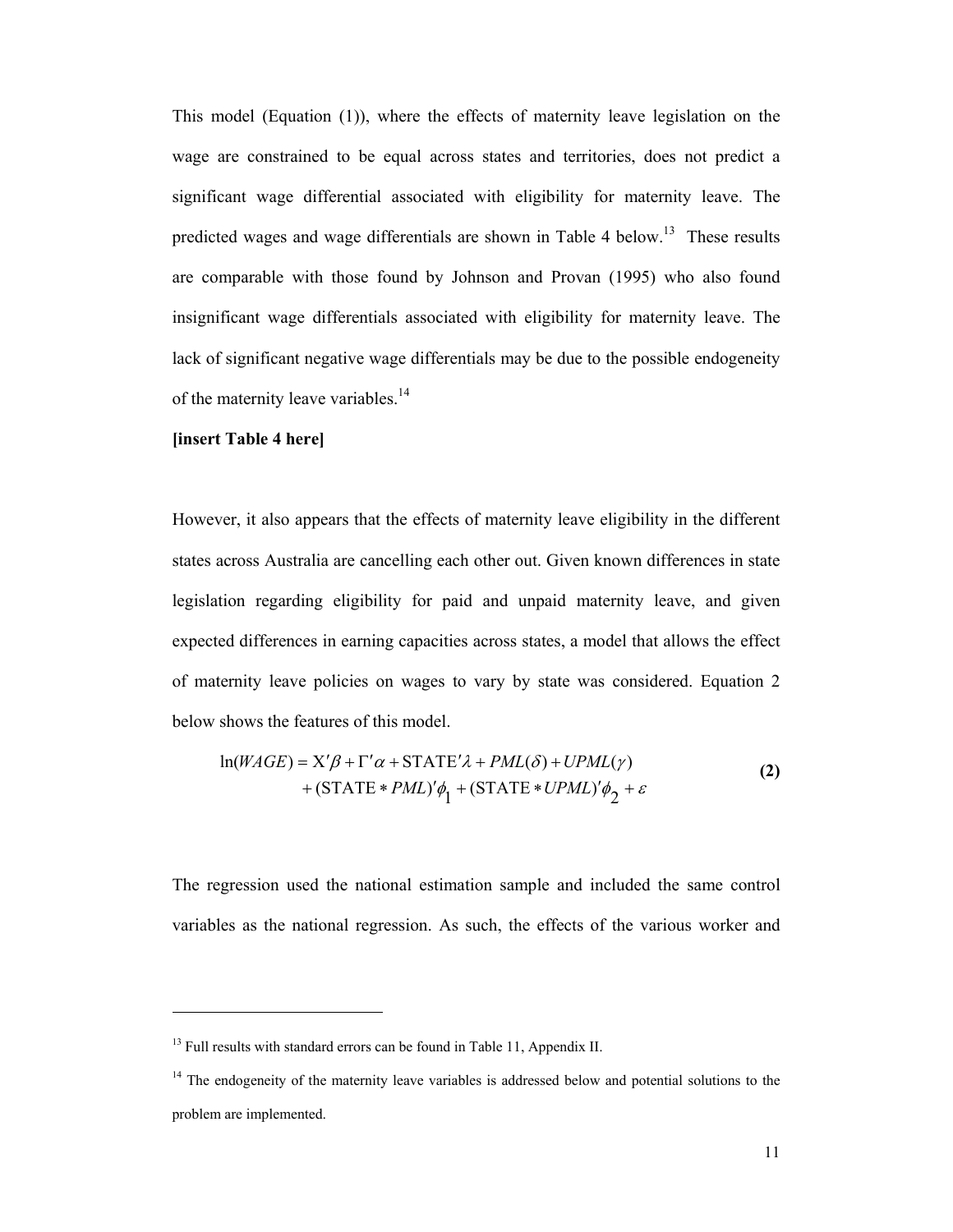This model (Equation (1)), where the effects of maternity leave legislation on the wage are constrained to be equal across states and territories, does not predict a significant wage differential associated with eligibility for maternity leave. The predicted wages and wage differentials are shown in Table 4 below.[13] These results are comparable with those found by Johnson and Provan (1995) who also found insignificant wage differentials associated with eligibility for maternity leave. The lack of significant negative wage differentials may be due to the possible endogeneity of the maternity leave variables.[14]

**[insert Table 4 here]**

However, it also appears that the effects of maternity leave eligibility in the different states across Australia are cancelling each other out. Given known differences in state legislation regarding eligibility for paid and unpaid maternity leave, and given expected differences in earning capacities across states, a model that allows the effect of maternity leave policies on wages to vary by state was considered. Equation 2 below shows the features of this model.

$$
\begin{aligned}
\ln(WAGE) = \mathrm{X}'\beta + \Gamma'\alpha + \mathrm{STATE}'\lambda + PML(\delta) + UPML(\gamma) \\
+ (\mathrm{STATE} * PML)'\phi_1 + (\mathrm{STATE} * UPML)'\phi_2 + \varepsilon
\end{aligned}
\qquad \textbf{(2)}
$$

The regression used the national estimation sample and included the same control variables as the national regression. As such, the effects of the various worker and

---

[13] Full results with standard errors can be found in Table 11, Appendix II.

[14] The endogeneity of the maternity leave variables is addressed below and potential solutions to the problem are implemented.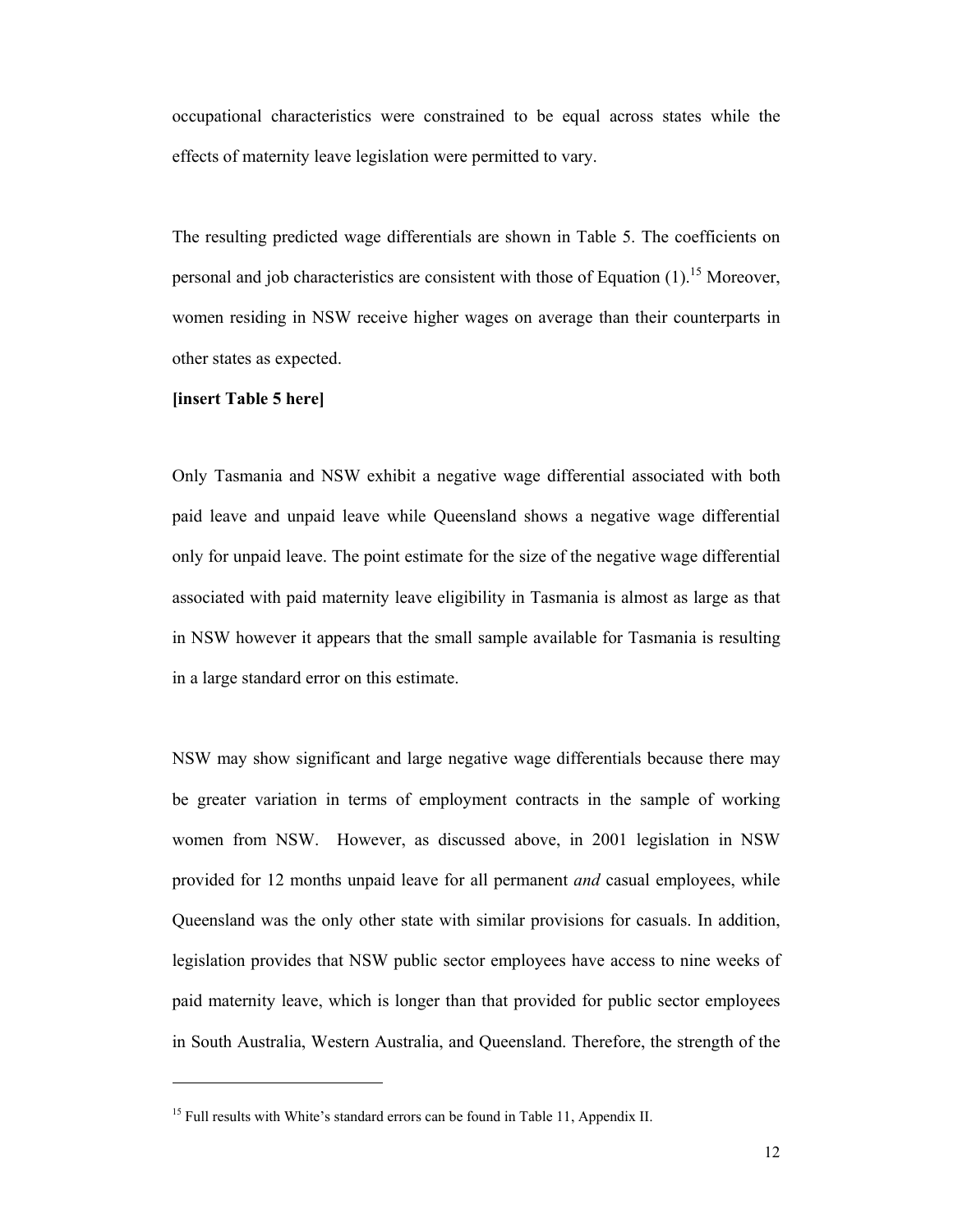occupational characteristics were constrained to be equal across states while the effects of maternity leave legislation were permitted to vary.

The resulting predicted wage differentials are shown in Table 5. The coefficients on personal and job characteristics are consistent with those of Equation (1).[15] Moreover, women residing in NSW receive higher wages on average than their counterparts in other states as expected.

**[insert Table 5 here]**

Only Tasmania and NSW exhibit a negative wage differential associated with both paid leave and unpaid leave while Queensland shows a negative wage differential only for unpaid leave. The point estimate for the size of the negative wage differential associated with paid maternity leave eligibility in Tasmania is almost as large as that in NSW however it appears that the small sample available for Tasmania is resulting in a large standard error on this estimate.

NSW may show significant and large negative wage differentials because there may be greater variation in terms of employment contracts in the sample of working women from NSW. However, as discussed above, in 2001 legislation in NSW provided for 12 months unpaid leave for all permanent *and* casual employees, while Queensland was the only other state with similar provisions for casuals. In addition, legislation provides that NSW public sector employees have access to nine weeks of paid maternity leave, which is longer than that provided for public sector employees in South Australia, Western Australia, and Queensland. Therefore, the strength of the

[15] Full results with White's standard errors can be found in Table 11, Appendix II.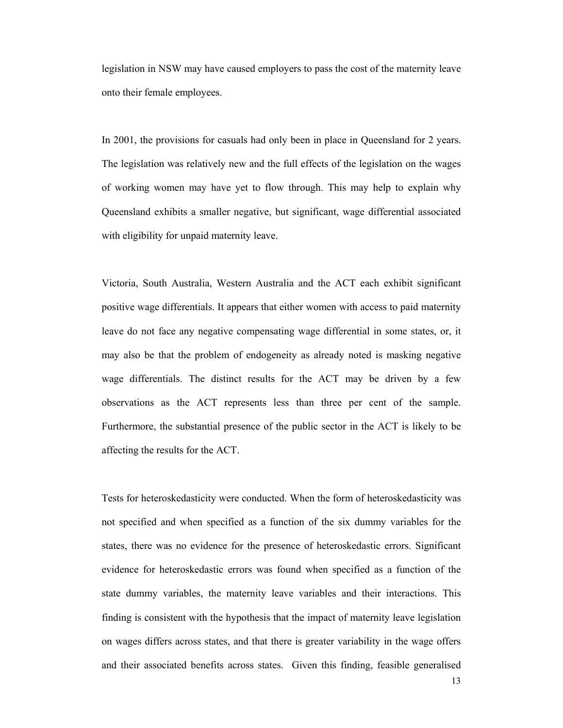legislation in NSW may have caused employers to pass the cost of the maternity leave onto their female employees.

In 2001, the provisions for casuals had only been in place in Queensland for 2 years. The legislation was relatively new and the full effects of the legislation on the wages of working women may have yet to flow through. This may help to explain why Queensland exhibits a smaller negative, but significant, wage differential associated with eligibility for unpaid maternity leave.

Victoria, South Australia, Western Australia and the ACT each exhibit significant positive wage differentials. It appears that either women with access to paid maternity leave do not face any negative compensating wage differential in some states, or, it may also be that the problem of endogeneity as already noted is masking negative wage differentials. The distinct results for the ACT may be driven by a few observations as the ACT represents less than three per cent of the sample. Furthermore, the substantial presence of the public sector in the ACT is likely to be affecting the results for the ACT.

Tests for heteroskedasticity were conducted. When the form of heteroskedasticity was not specified and when specified as a function of the six dummy variables for the states, there was no evidence for the presence of heteroskedastic errors. Significant evidence for heteroskedastic errors was found when specified as a function of the state dummy variables, the maternity leave variables and their interactions. This finding is consistent with the hypothesis that the impact of maternity leave legislation on wages differs across states, and that there is greater variability in the wage offers and their associated benefits across states. Given this finding, feasible generalised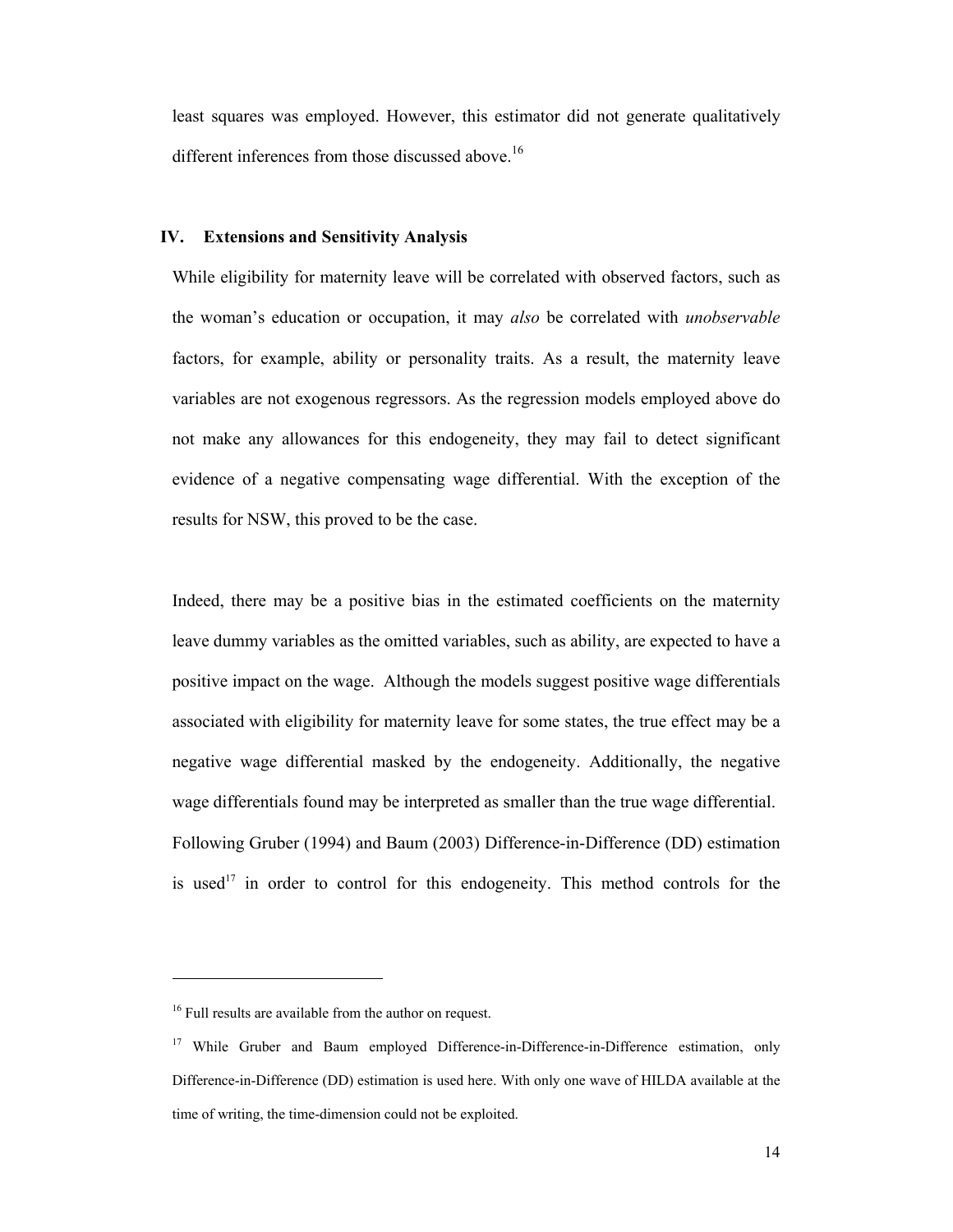least squares was employed. However, this estimator did not generate qualitatively different inferences from those discussed above.[16]

## IV. Extensions and Sensitivity Analysis

While eligibility for maternity leave will be correlated with observed factors, such as the woman's education or occupation, it may *also* be correlated with *unobservable* factors, for example, ability or personality traits. As a result, the maternity leave variables are not exogenous regressors. As the regression models employed above do not make any allowances for this endogeneity, they may fail to detect significant evidence of a negative compensating wage differential. With the exception of the results for NSW, this proved to be the case.

Indeed, there may be a positive bias in the estimated coefficients on the maternity leave dummy variables as the omitted variables, such as ability, are expected to have a positive impact on the wage. Although the models suggest positive wage differentials associated with eligibility for maternity leave for some states, the true effect may be a negative wage differential masked by the endogeneity. Additionally, the negative wage differentials found may be interpreted as smaller than the true wage differential. Following Gruber (1994) and Baum (2003) Difference-in-Difference (DD) estimation is used[17] in order to control for this endogeneity. This method controls for the

---

[16] Full results are available from the author on request.

[17] While Gruber and Baum employed Difference-in-Difference-in-Difference estimation, only Difference-in-Difference (DD) estimation is used here. With only one wave of HILDA available at the time of writing, the time-dimension could not be exploited.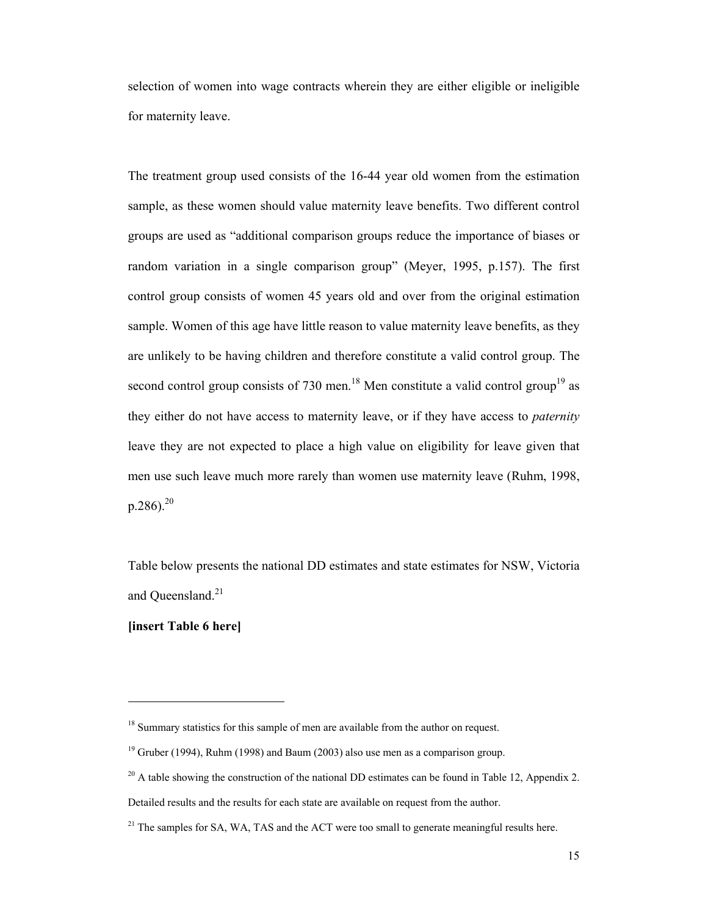selection of women into wage contracts wherein they are either eligible or ineligible for maternity leave.

The treatment group used consists of the 16-44 year old women from the estimation sample, as these women should value maternity leave benefits. Two different control groups are used as "additional comparison groups reduce the importance of biases or random variation in a single comparison group" (Meyer, 1995, p.157). The first control group consists of women 45 years old and over from the original estimation sample. Women of this age have little reason to value maternity leave benefits, as they are unlikely to be having children and therefore constitute a valid control group. The second control group consists of 730 men.[18] Men constitute a valid control group[19] as they either do not have access to maternity leave, or if they have access to *paternity* leave they are not expected to place a high value on eligibility for leave given that men use such leave much more rarely than women use maternity leave (Ruhm, 1998, p.286).[20]

Table below presents the national DD estimates and state estimates for NSW, Victoria and Queensland.[21]

**[insert Table 6 here]**

---

[18] Summary statistics for this sample of men are available from the author on request.

[19] Gruber (1994), Ruhm (1998) and Baum (2003) also use men as a comparison group.

[20] A table showing the construction of the national DD estimates can be found in Table 12, Appendix 2. Detailed results and the results for each state are available on request from the author.

[21] The samples for SA, WA, TAS and the ACT were too small to generate meaningful results here.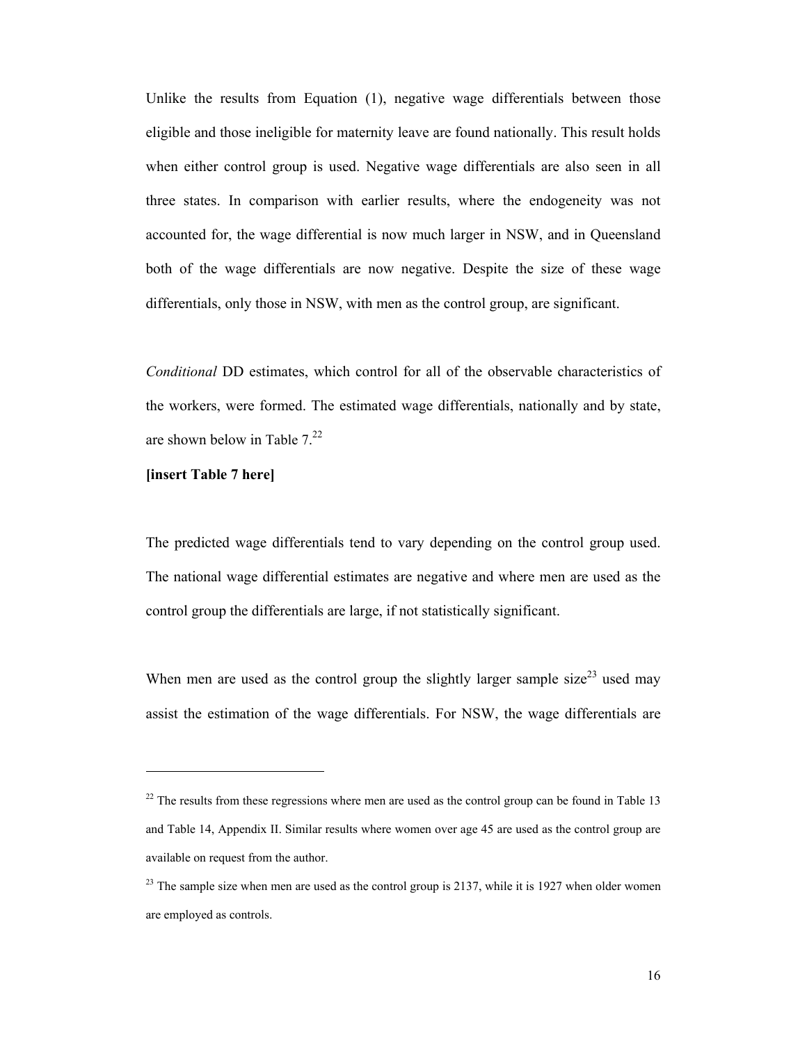Unlike the results from Equation (1), negative wage differentials between those eligible and those ineligible for maternity leave are found nationally. This result holds when either control group is used. Negative wage differentials are also seen in all three states. In comparison with earlier results, where the endogeneity was not accounted for, the wage differential is now much larger in NSW, and in Queensland both of the wage differentials are now negative. Despite the size of these wage differentials, only those in NSW, with men as the control group, are significant.

*Conditional* DD estimates, which control for all of the observable characteristics of the workers, were formed. The estimated wage differentials, nationally and by state, are shown below in Table 7.[22]

**[insert Table 7 here]**

The predicted wage differentials tend to vary depending on the control group used. The national wage differential estimates are negative and where men are used as the control group the differentials are large, if not statistically significant.

When men are used as the control group the slightly larger sample size[23] used may assist the estimation of the wage differentials. For NSW, the wage differentials are

---

[22] The results from these regressions where men are used as the control group can be found in Table 13 and Table 14, Appendix II. Similar results where women over age 45 are used as the control group are available on request from the author.

[23] The sample size when men are used as the control group is 2137, while it is 1927 when older women are employed as controls.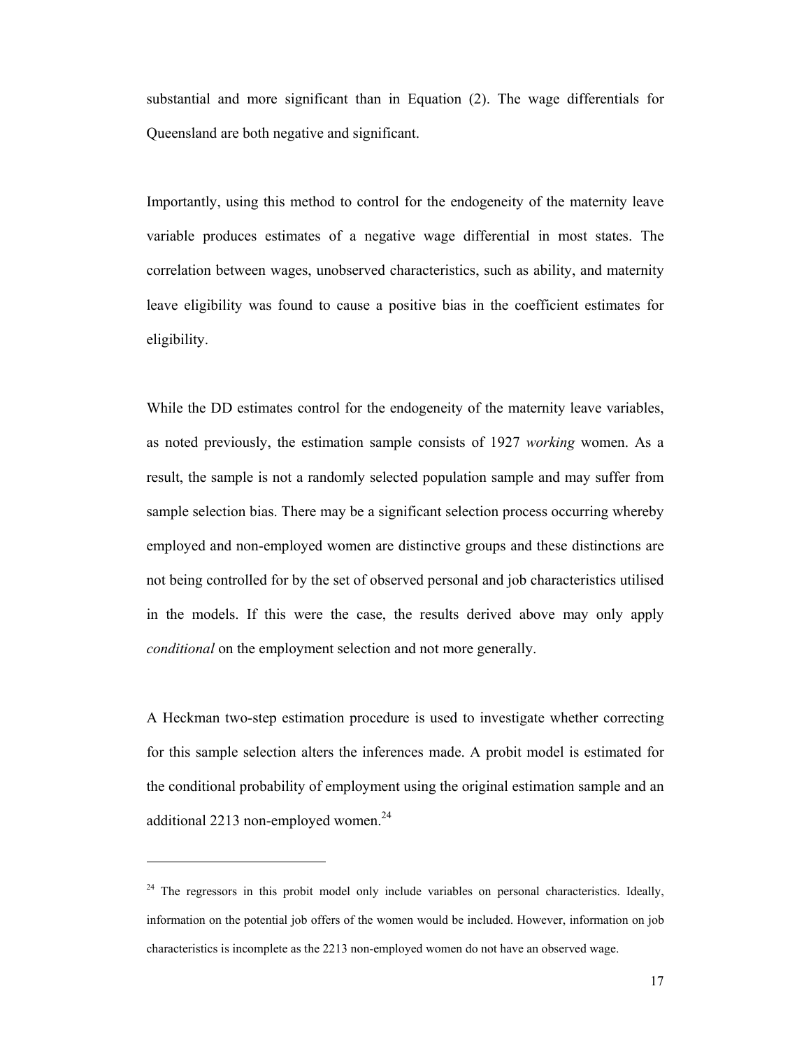substantial and more significant than in Equation (2). The wage differentials for Queensland are both negative and significant.

Importantly, using this method to control for the endogeneity of the maternity leave variable produces estimates of a negative wage differential in most states. The correlation between wages, unobserved characteristics, such as ability, and maternity leave eligibility was found to cause a positive bias in the coefficient estimates for eligibility.

While the DD estimates control for the endogeneity of the maternity leave variables, as noted previously, the estimation sample consists of 1927 *working* women. As a result, the sample is not a randomly selected population sample and may suffer from sample selection bias. There may be a significant selection process occurring whereby employed and non-employed women are distinctive groups and these distinctions are not being controlled for by the set of observed personal and job characteristics utilised in the models. If this were the case, the results derived above may only apply *conditional* on the employment selection and not more generally.

A Heckman two-step estimation procedure is used to investigate whether correcting for this sample selection alters the inferences made. A probit model is estimated for the conditional probability of employment using the original estimation sample and an additional 2213 non-employed women.[24]

---

[24] The regressors in this probit model only include variables on personal characteristics. Ideally, information on the potential job offers of the women would be included. However, information on job characteristics is incomplete as the 2213 non-employed women do not have an observed wage.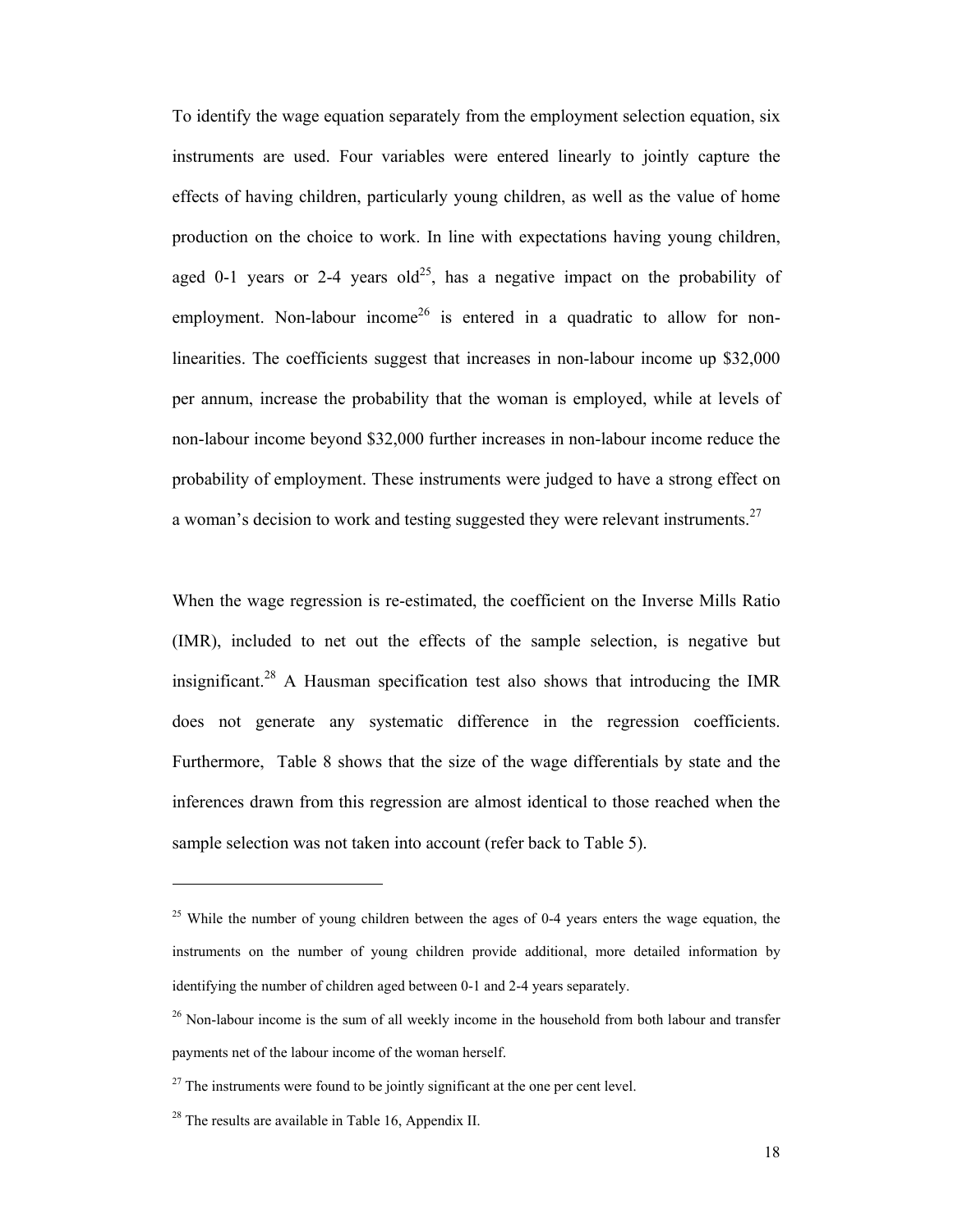To identify the wage equation separately from the employment selection equation, six instruments are used. Four variables were entered linearly to jointly capture the effects of having children, particularly young children, as well as the value of home production on the choice to work. In line with expectations having young children, aged 0-1 years or 2-4 years old[25], has a negative impact on the probability of employment. Non-labour income[26] is entered in a quadratic to allow for non-linearities. The coefficients suggest that increases in non-labour income up $32,000 per annum, increase the probability that the woman is employed, while at levels of non-labour income beyond $32,000 further increases in non-labour income reduce the probability of employment. These instruments were judged to have a strong effect on a woman's decision to work and testing suggested they were relevant instruments.[27]

When the wage regression is re-estimated, the coefficient on the Inverse Mills Ratio (IMR), included to net out the effects of the sample selection, is negative but insignificant.[28] A Hausman specification test also shows that introducing the IMR does not generate any systematic difference in the regression coefficients. Furthermore, Table 8 shows that the size of the wage differentials by state and the inferences drawn from this regression are almost identical to those reached when the sample selection was not taken into account (refer back to Table 5).

---

[25] While the number of young children between the ages of 0-4 years enters the wage equation, the instruments on the number of young children provide additional, more detailed information by identifying the number of children aged between 0-1 and 2-4 years separately.

[26] Non-labour income is the sum of all weekly income in the household from both labour and transfer payments net of the labour income of the woman herself.

[27] The instruments were found to be jointly significant at the one per cent level.

[28] The results are available in Table 16, Appendix II.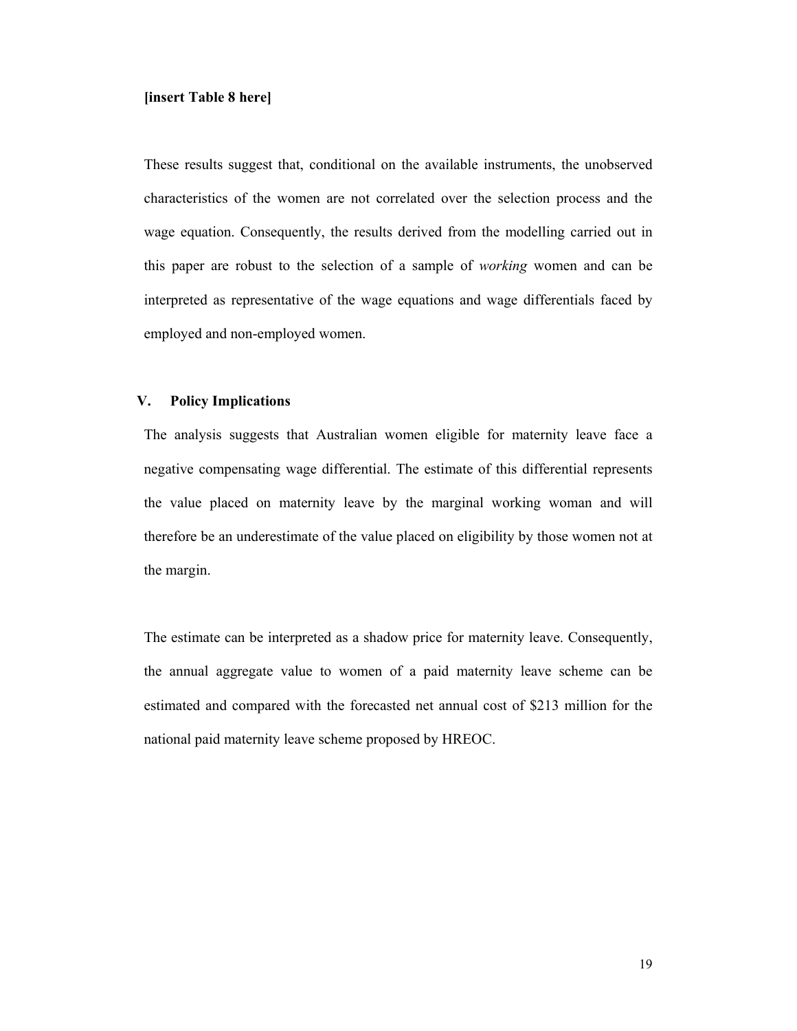**[insert Table 8 here]**

These results suggest that, conditional on the available instruments, the unobserved characteristics of the women are not correlated over the selection process and the wage equation. Consequently, the results derived from the modelling carried out in this paper are robust to the selection of a sample of *working* women and can be interpreted as representative of the wage equations and wage differentials faced by employed and non-employed women.

## V. Policy Implications

The analysis suggests that Australian women eligible for maternity leave face a negative compensating wage differential. The estimate of this differential represents the value placed on maternity leave by the marginal working woman and will therefore be an underestimate of the value placed on eligibility by those women not at the margin.

The estimate can be interpreted as a shadow price for maternity leave. Consequently, the annual aggregate value to women of a paid maternity leave scheme can be estimated and compared with the forecasted net annual cost of $213 million for the national paid maternity leave scheme proposed by HREOC.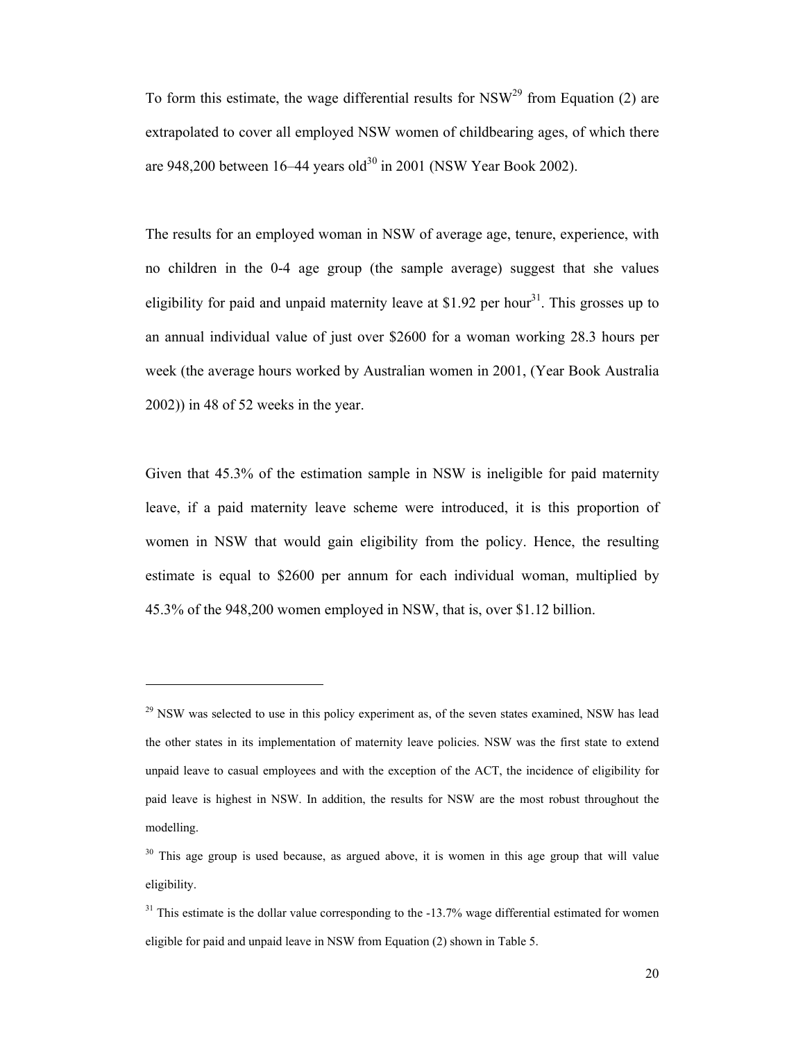To form this estimate, the wage differential results for NSW[29] from Equation (2) are extrapolated to cover all employed NSW women of childbearing ages, of which there are 948,200 between 16–44 years old[30] in 2001 (NSW Year Book 2002).

The results for an employed woman in NSW of average age, tenure, experience, with no children in the 0-4 age group (the sample average) suggest that she values eligibility for paid and unpaid maternity leave at $1.92 per hour[31]. This grosses up to an annual individual value of just over $2600 for a woman working 28.3 hours per week (the average hours worked by Australian women in 2001, (Year Book Australia 2002)) in 48 of 52 weeks in the year.

Given that 45.3% of the estimation sample in NSW is ineligible for paid maternity leave, if a paid maternity leave scheme were introduced, it is this proportion of women in NSW that would gain eligibility from the policy. Hence, the resulting estimate is equal to $2600 per annum for each individual woman, multiplied by 45.3% of the 948,200 women employed in NSW, that is, over $1.12 billion.

---

[29] NSW was selected to use in this policy experiment as, of the seven states examined, NSW has lead the other states in its implementation of maternity leave policies. NSW was the first state to extend unpaid leave to casual employees and with the exception of the ACT, the incidence of eligibility for paid leave is highest in NSW. In addition, the results for NSW are the most robust throughout the modelling.

[30] This age group is used because, as argued above, it is women in this age group that will value eligibility.

[31] This estimate is the dollar value corresponding to the -13.7% wage differential estimated for women eligible for paid and unpaid leave in NSW from Equation (2) shown in Table 5.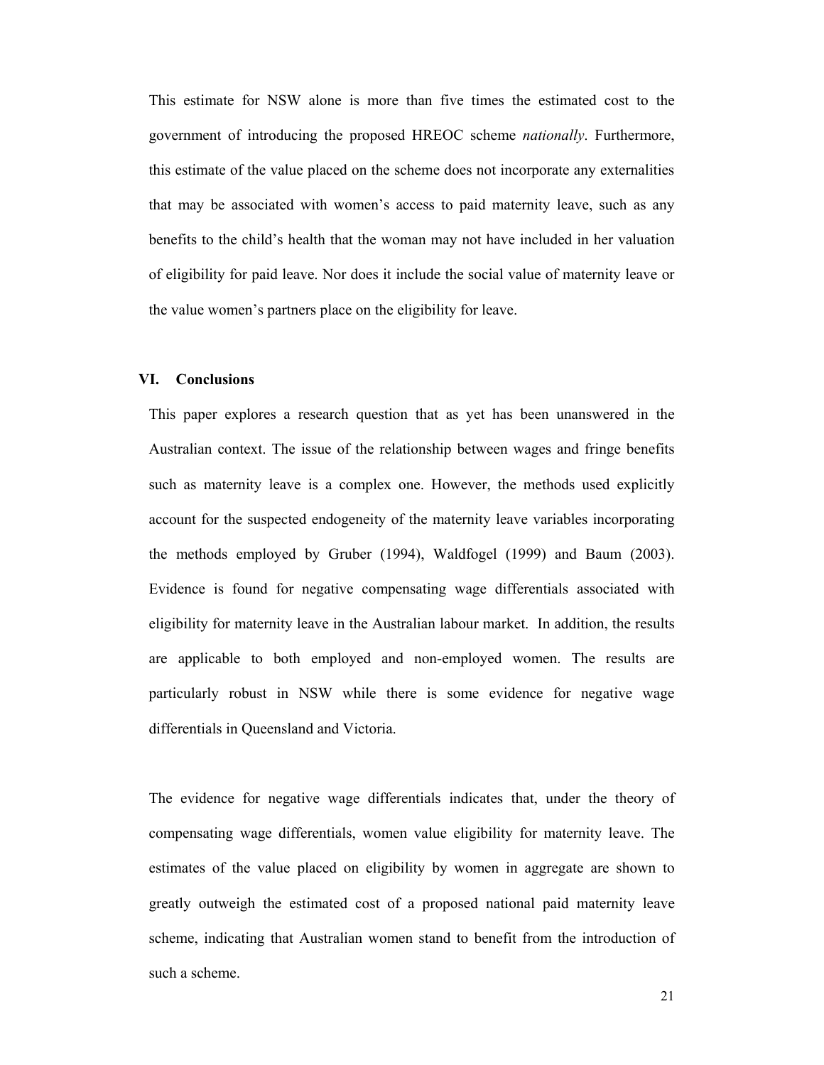This estimate for NSW alone is more than five times the estimated cost to the government of introducing the proposed HREOC scheme *nationally*. Furthermore, this estimate of the value placed on the scheme does not incorporate any externalities that may be associated with women's access to paid maternity leave, such as any benefits to the child's health that the woman may not have included in her valuation of eligibility for paid leave. Nor does it include the social value of maternity leave or the value women's partners place on the eligibility for leave.

## VI. Conclusions

This paper explores a research question that as yet has been unanswered in the Australian context. The issue of the relationship between wages and fringe benefits such as maternity leave is a complex one. However, the methods used explicitly account for the suspected endogeneity of the maternity leave variables incorporating the methods employed by Gruber (1994), Waldfogel (1999) and Baum (2003). Evidence is found for negative compensating wage differentials associated with eligibility for maternity leave in the Australian labour market. In addition, the results are applicable to both employed and non-employed women. The results are particularly robust in NSW while there is some evidence for negative wage differentials in Queensland and Victoria.

The evidence for negative wage differentials indicates that, under the theory of compensating wage differentials, women value eligibility for maternity leave. The estimates of the value placed on eligibility by women in aggregate are shown to greatly outweigh the estimated cost of a proposed national paid maternity leave scheme, indicating that Australian women stand to benefit from the introduction of such a scheme.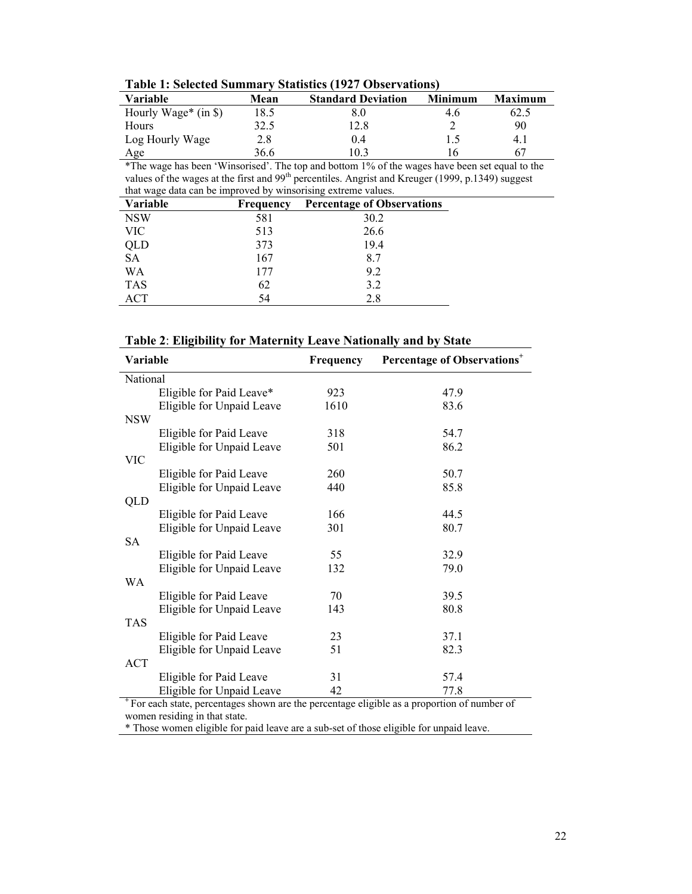**Table 1: Selected Summary Statistics (1927 Observations)**

| Variable | Mean | Standard Deviation | Minimum | Maximum |
|---|---|---|---|---|
| Hourly Wage* (in $) | 18.5 | 8.0 | 4.6 | 62.5 |
| Hours | 32.5 | 12.8 | 2 | 90 |
| Log Hourly Wage | 2.8 | 0.4 | 1.5 | 4.1 |
| Age | 36.6 | 10.3 | 16 | 67 |

*The wage has been 'Winsorised'. The top and bottom 1% of the wages have been set equal to the values of the wages at the first and 99th percentiles. Angrist and Kreuger (1999, p.1349) suggest that wage data can be improved by winsorising extreme values.

| Variable | Frequency | Percentage of Observations |
|---|---|---|
| NSW | 581 | 30.2 |
| VIC | 513 | 26.6 |
| QLD | 373 | 19.4 |
| SA | 167 | 8.7 |
| WA | 177 | 9.2 |
| TAS | 62 | 3.2 |
| ACT | 54 | 2.8 |

**Table 2**: **Eligibility for Maternity Leave Nationally and by State**

| Variable | Frequency | Percentage of Observations+ |
|---|---|---|
| National | | |
| Eligible for Paid Leave* | 923 | 47.9 |
| Eligible for Unpaid Leave | 1610 | 83.6 |
| NSW | | |
| Eligible for Paid Leave | 318 | 54.7 |
| Eligible for Unpaid Leave | 501 | 86.2 |
| VIC | | |
| Eligible for Paid Leave | 260 | 50.7 |
| Eligible for Unpaid Leave | 440 | 85.8 |
| QLD | | |
| Eligible for Paid Leave | 166 | 44.5 |
| Eligible for Unpaid Leave | 301 | 80.7 |
| SA | | |
| Eligible for Paid Leave | 55 | 32.9 |
| Eligible for Unpaid Leave | 132 | 79.0 |
| WA | | |
| Eligible for Paid Leave | 70 | 39.5 |
| Eligible for Unpaid Leave | 143 | 80.8 |
| TAS | | |
| Eligible for Paid Leave | 23 | 37.1 |
| Eligible for Unpaid Leave | 51 | 82.3 |
| ACT | | |
| Eligible for Paid Leave | 31 | 57.4 |
| Eligible for Unpaid Leave | 42 | 77.8 |

+ For each state, percentages shown are the percentage eligible as a proportion of number of women residing in that state.

* Those women eligible for paid leave are a sub-set of those eligible for unpaid leave.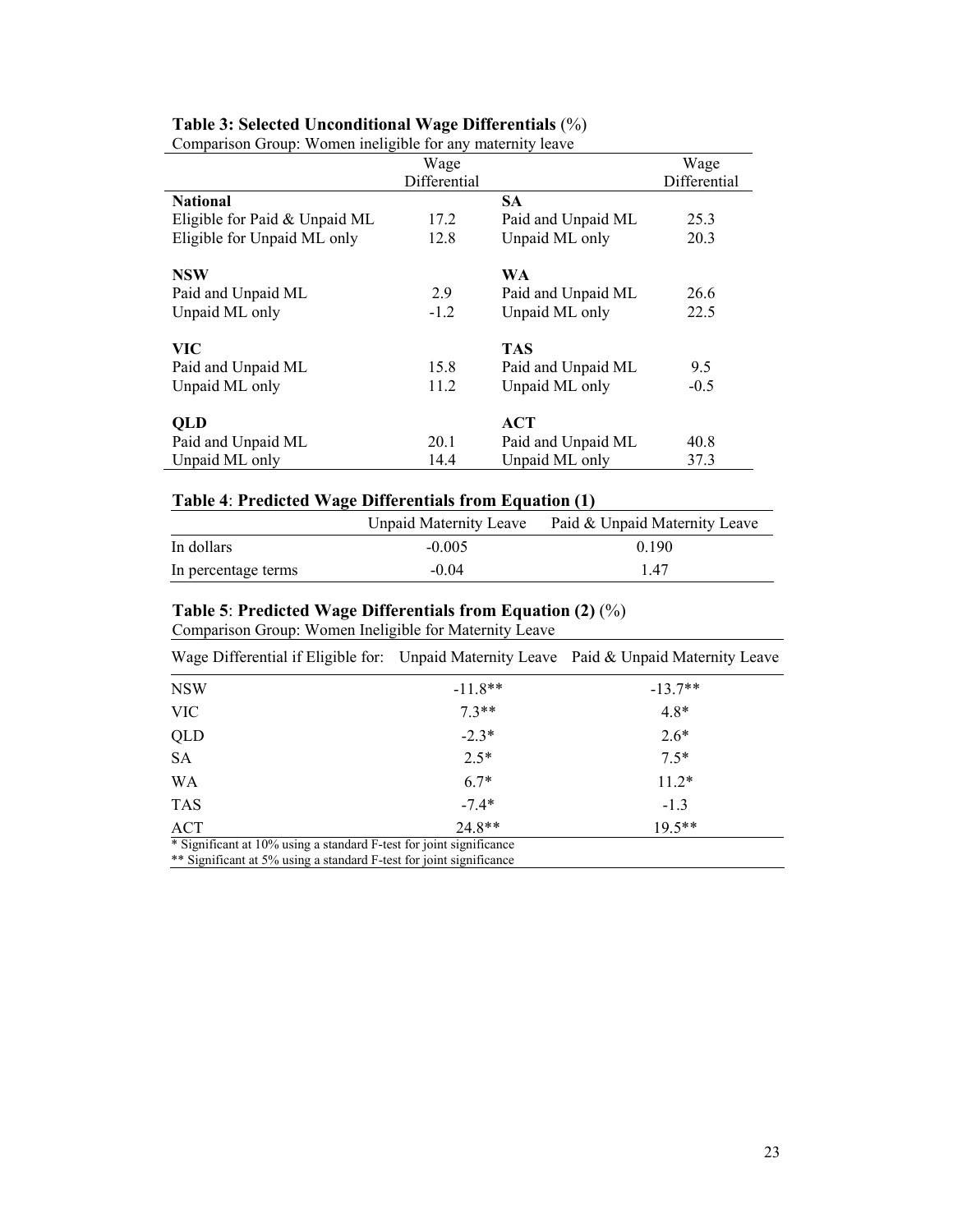**Table 3: Selected Unconditional Wage Differentials** (%)

Comparison Group: Women ineligible for any maternity leave

| | Wage Differential | | Wage Differential |
|---|---|---|---|
| **National** | | **SA** | |
| Eligible for Paid & Unpaid ML | 17.2 | Paid and Unpaid ML | 25.3 |
| Eligible for Unpaid ML only | 12.8 | Unpaid ML only | 20.3 |
| **NSW** | | **WA** | |
| Paid and Unpaid ML | 2.9 | Paid and Unpaid ML | 26.6 |
| Unpaid ML only | -1.2 | Unpaid ML only | 22.5 |
| **VIC** | | **TAS** | |
| Paid and Unpaid ML | 15.8 | Paid and Unpaid ML | 9.5 |
| Unpaid ML only | 11.2 | Unpaid ML only | -0.5 |
| **QLD** | | **ACT** | |
| Paid and Unpaid ML | 20.1 | Paid and Unpaid ML | 40.8 |
| Unpaid ML only | 14.4 | Unpaid ML only | 37.3 |

**Table 4**: **Predicted Wage Differentials from Equation (1)**

| | Unpaid Maternity Leave | Paid & Unpaid Maternity Leave |
|---|---|---|
| In dollars | -0.005 | 0.190 |
| In percentage terms | -0.04 | 1.47 |

**Table 5**: **Predicted Wage Differentials from Equation (2)** (%)

Comparison Group: Women Ineligible for Maternity Leave

| Wage Differential if Eligible for: | Unpaid Maternity Leave | Paid & Unpaid Maternity Leave |
|---|---|---|
| NSW | -11.8** | -13.7** |
| VIC | 7.3** | 4.8* |
| QLD | -2.3* | 2.6* |
| SA | 2.5* | 7.5* |
| WA | 6.7* | 11.2* |
| TAS | -7.4* | -1.3 |
| ACT | 24.8** | 19.5** |

* Significant at 10% using a standard F-test for joint significance

** Significant at 5% using a standard F-test for joint significance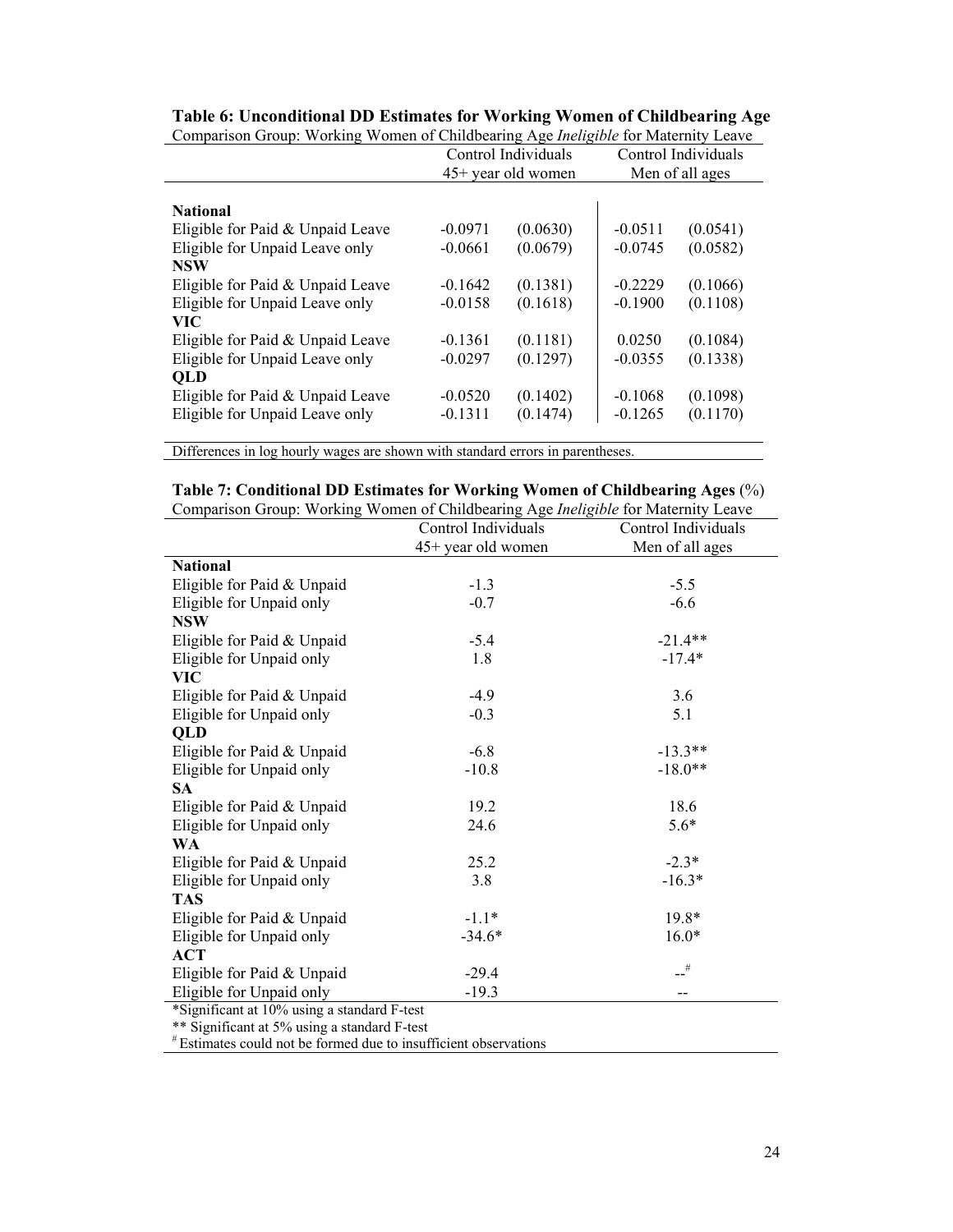**Table 6: Unconditional DD Estimates for Working Women of Childbearing Age**

Comparison Group: Working Women of Childbearing Age *Ineligible* for Maternity Leave

| | Control Individuals 45+ year old women | | Control Individuals Men of all ages | |
|---|---|---|---|---|
| **National** | | | | |
| Eligible for Paid & Unpaid Leave | -0.0971 | (0.0630) | -0.0511 | (0.0541) |
| Eligible for Unpaid Leave only | -0.0661 | (0.0679) | -0.0745 | (0.0582) |
| **NSW** | | | | |
| Eligible for Paid & Unpaid Leave | -0.1642 | (0.1381) | -0.2229 | (0.1066) |
| Eligible for Unpaid Leave only | -0.0158 | (0.1618) | -0.1900 | (0.1108) |
| **VIC** | | | | |
| Eligible for Paid & Unpaid Leave | -0.1361 | (0.1181) | 0.0250 | (0.1084) |
| Eligible for Unpaid Leave only | -0.0297 | (0.1297) | -0.0355 | (0.1338) |
| **QLD** | | | | |
| Eligible for Paid & Unpaid Leave | -0.0520 | (0.1402) | -0.1068 | (0.1098) |
| Eligible for Unpaid Leave only | -0.1311 | (0.1474) | -0.1265 | (0.1170) |

Differences in log hourly wages are shown with standard errors in parentheses.

**Table 7: Conditional DD Estimates for Working Women of Childbearing Ages** (%)

Comparison Group: Working Women of Childbearing Age *Ineligible* for Maternity Leave

| | Control Individuals 45+ year old women | Control Individuals Men of all ages |
|---|---|---|
| **National** | | |
| Eligible for Paid & Unpaid | -1.3 | -5.5 |
| Eligible for Unpaid only | -0.7 | -6.6 |
| **NSW** | | |
| Eligible for Paid & Unpaid | -5.4 | -21.4** |
| Eligible for Unpaid only | 1.8 | -17.4* |
| **VIC** | | |
| Eligible for Paid & Unpaid | -4.9 | 3.6 |
| Eligible for Unpaid only | -0.3 | 5.1 |
| **QLD** | | |
| Eligible for Paid & Unpaid | -6.8 | -13.3** |
| Eligible for Unpaid only | -10.8 | -18.0** |
| **SA** | | |
| Eligible for Paid & Unpaid | 19.2 | 18.6 |
| Eligible for Unpaid only | 24.6 | 5.6* |
| **WA** | | |
| Eligible for Paid & Unpaid | 25.2 | -2.3* |
| Eligible for Unpaid only | 3.8 | -16.3* |
| **TAS** | | |
| Eligible for Paid & Unpaid | -1.1* | 19.8* |
| Eligible for Unpaid only | -34.6* | 16.0* |
| **ACT** | | |
| Eligible for Paid & Unpaid | -29.4 | --# |
| Eligible for Unpaid only | -19.3 | -- |

*Significant at 10% using a standard F-test

** Significant at 5% using a standard F-test

# Estimates could not be formed due to insufficient observations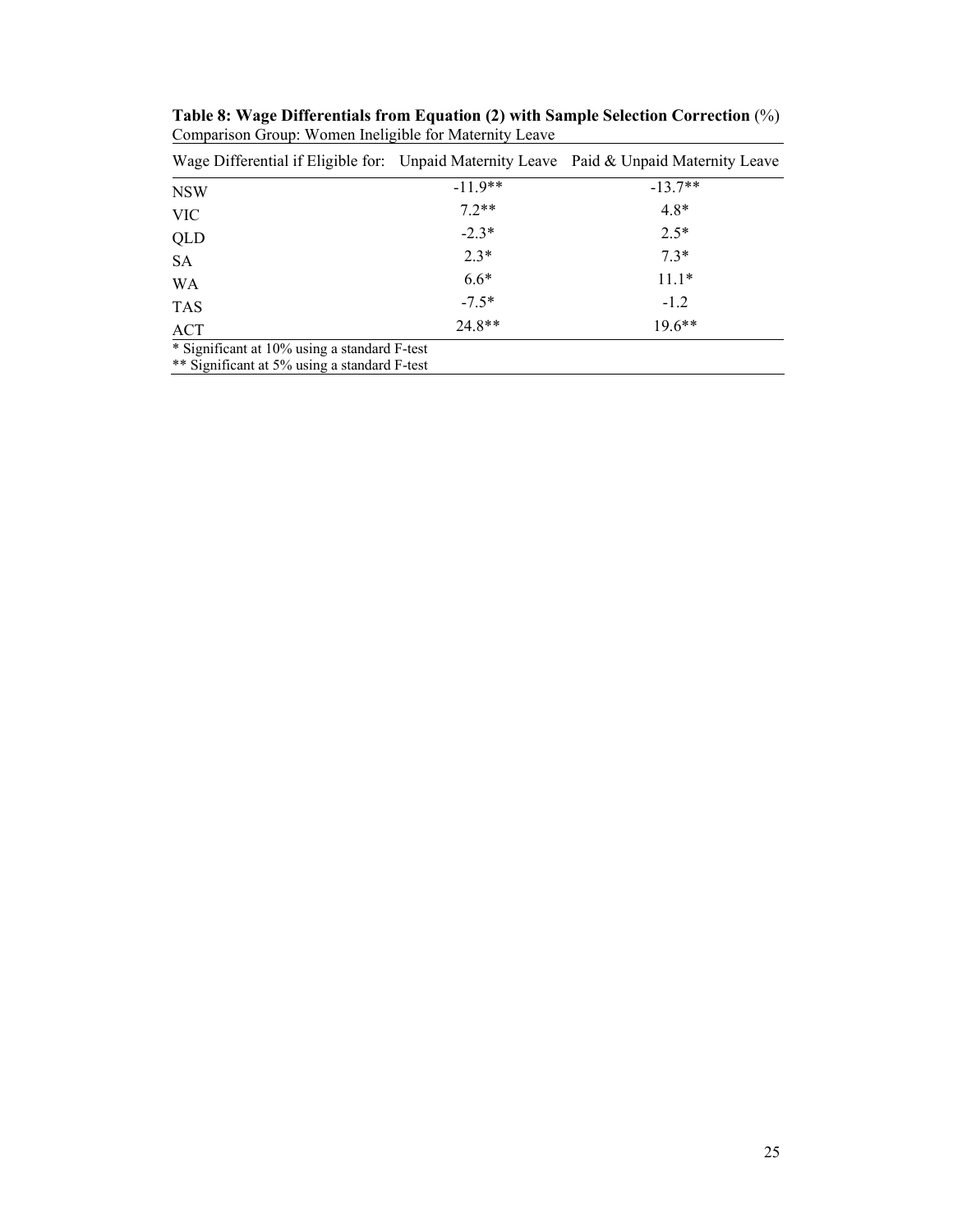**Table 8: Wage Differentials from Equation (2) with Sample Selection Correction** (%)
Comparison Group: Women Ineligible for Maternity Leave

| Wage Differential if Eligible for: | Unpaid Maternity Leave | Paid & Unpaid Maternity Leave |
|---|---|---|
| NSW | -11.9** | -13.7** |
| VIC | 7.2** | 4.8* |
| QLD | -2.3* | 2.5* |
| SA | 2.3* | 7.3* |
| WA | 6.6* | 11.1* |
| TAS | -7.5* | -1.2 |
| ACT | 24.8** | 19.6** |

\* Significant at 10% using a standard F-test
\*\* Significant at 5% using a standard F-test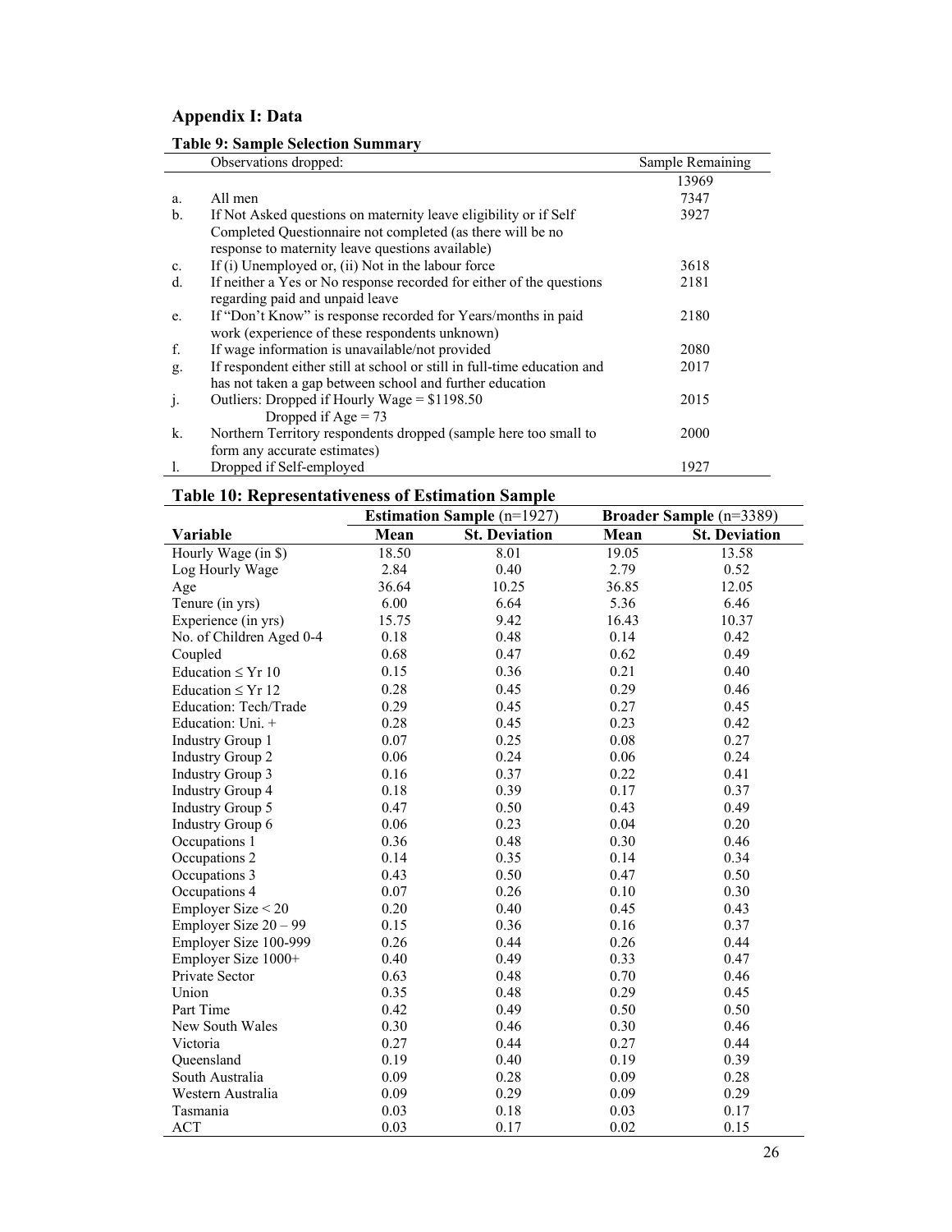## Appendix I: Data

**Table 9: Sample Selection Summary**

| | Observations dropped: | Sample Remaining |
|---|---|---|
| | | 13969 |
| a. | All men | 7347 |
| b. | If Not Asked questions on maternity leave eligibility or if Self Completed Questionnaire not completed (as there will be no response to maternity leave questions available) | 3927 |
| c. | If (i) Unemployed or, (ii) Not in the labour force | 3618 |
| d. | If neither a Yes or No response recorded for either of the questions regarding paid and unpaid leave | 2181 |
| e. | If "Don't Know" is response recorded for Years/months in paid work (experience of these respondents unknown) | 2180 |
| f. | If wage information is unavailable/not provided | 2080 |
| g. | If respondent either still at school or still in full-time education and has not taken a gap between school and further education | 2017 |
| j. | Outliers: Dropped if Hourly Wage = $1198.50<br>Dropped if Age = 73 | 2015 |
| k. | Northern Territory respondents dropped (sample here too small to form any accurate estimates) | 2000 |
| l. | Dropped if Self-employed | 1927 |

**Table 10: Representativeness of Estimation Sample**

| | **Estimation Sample** (n=1927) | | **Broader Sample** (n=3389) | |
|---|---|---|---|---|
| **Variable** | **Mean** | **St. Deviation** | **Mean** | **St. Deviation** |
| Hourly Wage (in $) | 18.50 | 8.01 | 19.05 | 13.58 |
| Log Hourly Wage | 2.84 | 0.40 | 2.79 | 0.52 |
| Age | 36.64 | 10.25 | 36.85 | 12.05 |
| Tenure (in yrs) | 6.00 | 6.64 | 5.36 | 6.46 |
| Experience (in yrs) | 15.75 | 9.42 | 16.43 | 10.37 |
| No. of Children Aged 0-4 | 0.18 | 0.48 | 0.14 | 0.42 |
| Coupled | 0.68 | 0.47 | 0.62 | 0.49 |
| Education ≤ Yr 10 | 0.15 | 0.36 | 0.21 | 0.40 |
| Education ≤ Yr 12 | 0.28 | 0.45 | 0.29 | 0.46 |
| Education: Tech/Trade | 0.29 | 0.45 | 0.27 | 0.45 |
| Education: Uni. + | 0.28 | 0.45 | 0.23 | 0.42 |
| Industry Group 1 | 0.07 | 0.25 | 0.08 | 0.27 |
| Industry Group 2 | 0.06 | 0.24 | 0.06 | 0.24 |
| Industry Group 3 | 0.16 | 0.37 | 0.22 | 0.41 |
| Industry Group 4 | 0.18 | 0.39 | 0.17 | 0.37 |
| Industry Group 5 | 0.47 | 0.50 | 0.43 | 0.49 |
| Industry Group 6 | 0.06 | 0.23 | 0.04 | 0.20 |
| Occupations 1 | 0.36 | 0.48 | 0.30 | 0.46 |
| Occupations 2 | 0.14 | 0.35 | 0.14 | 0.34 |
| Occupations 3 | 0.43 | 0.50 | 0.47 | 0.50 |
| Occupations 4 | 0.07 | 0.26 | 0.10 | 0.30 |
| Employer Size < 20 | 0.20 | 0.40 | 0.45 | 0.43 |
| Employer Size 20 – 99 | 0.15 | 0.36 | 0.16 | 0.37 |
| Employer Size 100-999 | 0.26 | 0.44 | 0.26 | 0.44 |
| Employer Size 1000+ | 0.40 | 0.49 | 0.33 | 0.47 |
| Private Sector | 0.63 | 0.48 | 0.70 | 0.46 |
| Union | 0.35 | 0.48 | 0.29 | 0.45 |
| Part Time | 0.42 | 0.49 | 0.50 | 0.50 |
| New South Wales | 0.30 | 0.46 | 0.30 | 0.46 |
| Victoria | 0.27 | 0.44 | 0.27 | 0.44 |
| Queensland | 0.19 | 0.40 | 0.19 | 0.39 |
| South Australia | 0.09 | 0.28 | 0.09 | 0.28 |
| Western Australia | 0.09 | 0.29 | 0.09 | 0.29 |
| Tasmania | 0.03 | 0.18 | 0.03 | 0.17 |
| ACT | 0.03 | 0.17 | 0.02 | 0.15 |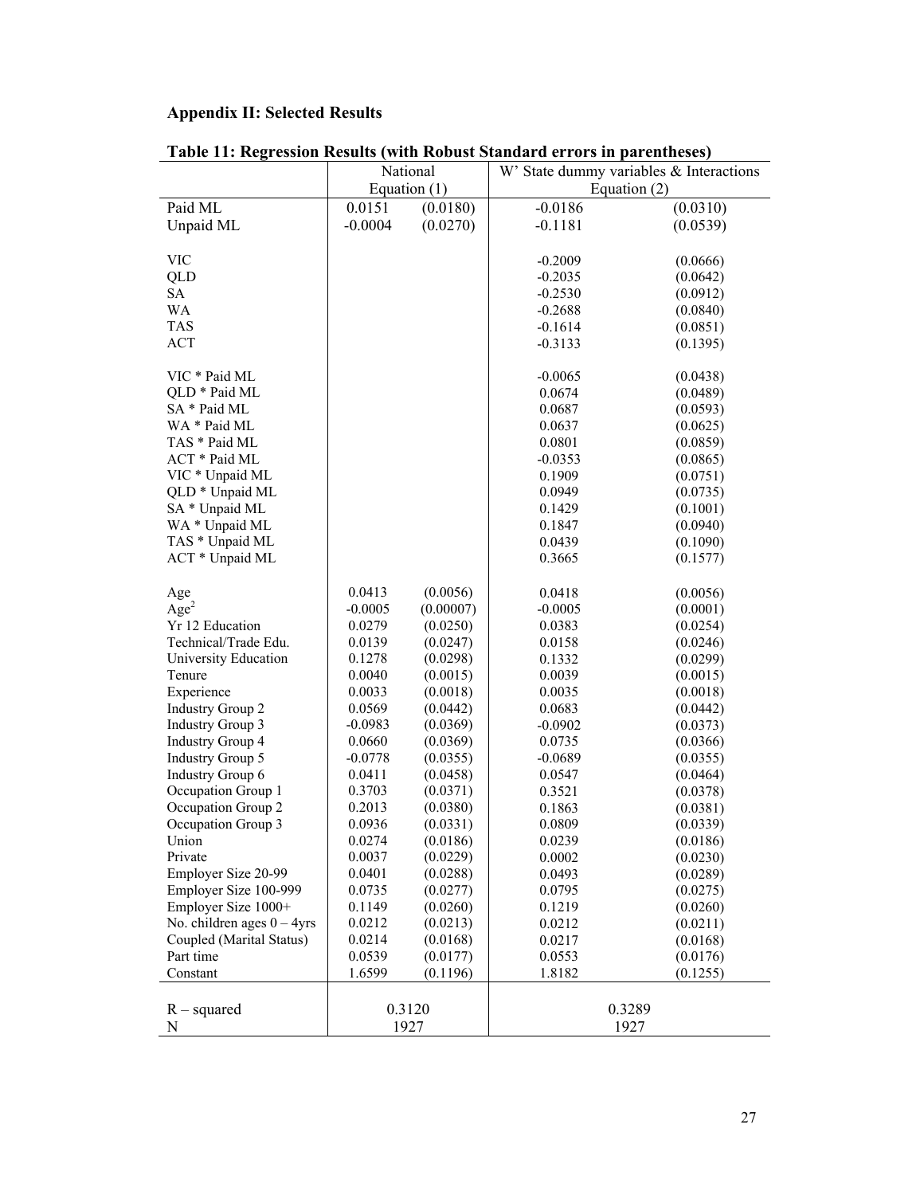## Appendix II: Selected Results

**Table 11: Regression Results (with Robust Standard errors in parentheses)**

| | National | | W' State dummy variables & Interactions | |
|---|---|---|---|---|
| | Equation (1) | | Equation (2) | |
| Paid ML | 0.0151 | (0.0180) | -0.0186 | (0.0310) |
| Unpaid ML | -0.0004 | (0.0270) | -0.1181 | (0.0539) |
| VIC | | | -0.2009 | (0.0666) |
| QLD | | | -0.2035 | (0.0642) |
| SA | | | -0.2530 | (0.0912) |
| WA | | | -0.2688 | (0.0840) |
| TAS | | | -0.1614 | (0.0851) |
| ACT | | | -0.3133 | (0.1395) |
| VIC * Paid ML | | | -0.0065 | (0.0438) |
| QLD * Paid ML | | | 0.0674 | (0.0489) |
| SA * Paid ML | | | 0.0687 | (0.0593) |
| WA * Paid ML | | | 0.0637 | (0.0625) |
| TAS * Paid ML | | | 0.0801 | (0.0859) |
| ACT * Paid ML | | | -0.0353 | (0.0865) |
| VIC * Unpaid ML | | | 0.1909 | (0.0751) |
| QLD * Unpaid ML | | | 0.0949 | (0.0735) |
| SA * Unpaid ML | | | 0.1429 | (0.1001) |
| WA * Unpaid ML | | | 0.1847 | (0.0940) |
| TAS * Unpaid ML | | | 0.0439 | (0.1090) |
| ACT * Unpaid ML | | | 0.3665 | (0.1577) |
| Age | 0.0413 | (0.0056) | 0.0418 | (0.0056) |
| $Age^2$ | -0.0005 | (0.00007) | -0.0005 | (0.0001) |
| Yr 12 Education | 0.0279 | (0.0250) | 0.0383 | (0.0254) |
| Technical/Trade Edu. | 0.0139 | (0.0247) | 0.0158 | (0.0246) |
| University Education | 0.1278 | (0.0298) | 0.1332 | (0.0299) |
| Tenure | 0.0040 | (0.0015) | 0.0039 | (0.0015) |
| Experience | 0.0033 | (0.0018) | 0.0035 | (0.0018) |
| Industry Group 2 | 0.0569 | (0.0442) | 0.0683 | (0.0442) |
| Industry Group 3 | -0.0983 | (0.0369) | -0.0902 | (0.0373) |
| Industry Group 4 | 0.0660 | (0.0369) | 0.0735 | (0.0366) |
| Industry Group 5 | -0.0778 | (0.0355) | -0.0689 | (0.0355) |
| Industry Group 6 | 0.0411 | (0.0458) | 0.0547 | (0.0464) |
| Occupation Group 1 | 0.3703 | (0.0371) | 0.3521 | (0.0378) |
| Occupation Group 2 | 0.2013 | (0.0380) | 0.1863 | (0.0381) |
| Occupation Group 3 | 0.0936 | (0.0331) | 0.0809 | (0.0339) |
| Union | 0.0274 | (0.0186) | 0.0239 | (0.0186) |
| Private | 0.0037 | (0.0229) | 0.0002 | (0.0230) |
| Employer Size 20-99 | 0.0401 | (0.0288) | 0.0493 | (0.0289) |
| Employer Size 100-999 | 0.0735 | (0.0277) | 0.0795 | (0.0275) |
| Employer Size 1000+ | 0.1149 | (0.0260) | 0.1219 | (0.0260) |
| No. children ages 0 – 4yrs | 0.0212 | (0.0213) | 0.0212 | (0.0211) |
| Coupled (Marital Status) | 0.0214 | (0.0168) | 0.0217 | (0.0168) |
| Part time | 0.0539 | (0.0177) | 0.0553 | (0.0176) |
| Constant | 1.6599 | (0.1196) | 1.8182 | (0.1255) |
| R – squared | 0.3120 | | 0.3289 | |
| N | 1927 | | 1927 | |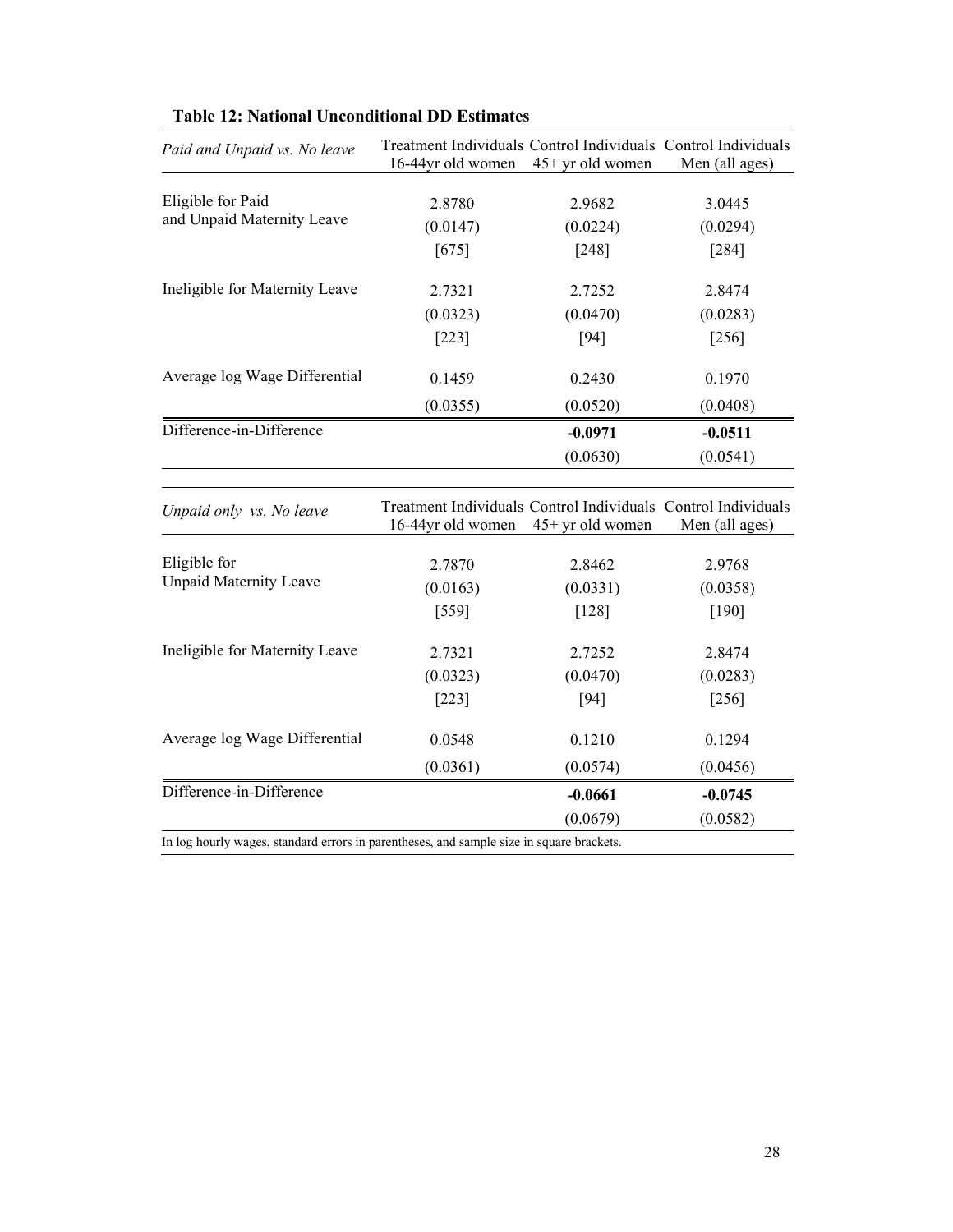**Table 12: National Unconditional DD Estimates**

| *Paid and Unpaid vs. No leave* | Treatment Individuals 16-44yr old women | Control Individuals 45+ yr old women | Control Individuals Men (all ages) |
|---|---|---|---|
| Eligible for Paid and Unpaid Maternity Leave | 2.8780 | 2.9682 | 3.0445 |
| | (0.0147) | (0.0224) | (0.0294) |
| | [675] | [248] | [284] |
| Ineligible for Maternity Leave | 2.7321 | 2.7252 | 2.8474 |
| | (0.0323) | (0.0470) | (0.0283) |
| | [223] | [94] | [256] |
| Average log Wage Differential | 0.1459 | 0.2430 | 0.1970 |
| | (0.0355) | (0.0520) | (0.0408) |
| Difference-in-Difference | | **-0.0971** | **-0.0511** |
| | | (0.0630) | (0.0541) |

| *Unpaid only vs. No leave* | Treatment Individuals 16-44yr old women | Control Individuals 45+ yr old women | Control Individuals Men (all ages) |
|---|---|---|---|
| Eligible for Unpaid Maternity Leave | 2.7870 | 2.8462 | 2.9768 |
| | (0.0163) | (0.0331) | (0.0358) |
| | [559] | [128] | [190] |
| Ineligible for Maternity Leave | 2.7321 | 2.7252 | 2.8474 |
| | (0.0323) | (0.0470) | (0.0283) |
| | [223] | [94] | [256] |
| Average log Wage Differential | 0.0548 | 0.1210 | 0.1294 |
| | (0.0361) | (0.0574) | (0.0456) |
| Difference-in-Difference | | **-0.0661** | **-0.0745** |
| | | (0.0679) | (0.0582) |

In log hourly wages, standard errors in parentheses, and sample size in square brackets.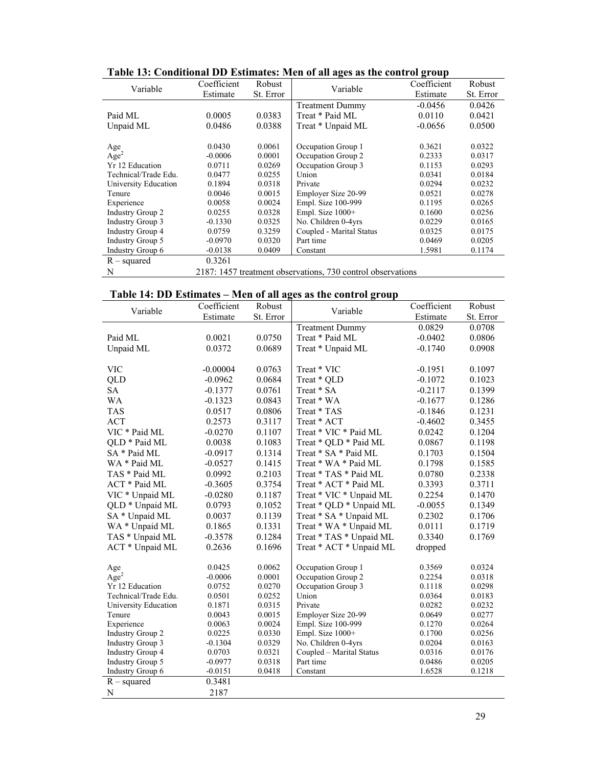## Table 13: Conditional DD Estimates: Men of all ages as the control group

| Variable | Coefficient Estimate | Robust St. Error | Variable | Coefficient Estimate | Robust St. Error |
|---|---|---|---|---|---|
| | | | Treatment Dummy | -0.0456 | 0.0426 |
| Paid ML | 0.0005 | 0.0383 | Treat * Paid ML | 0.0110 | 0.0421 |
| Unpaid ML | 0.0486 | 0.0388 | Treat * Unpaid ML | -0.0656 | 0.0500 |
| Age | 0.0430 | 0.0061 | Occupation Group 1 | 0.3621 | 0.0322 |
| $Age^2$ | -0.0006 | 0.0001 | Occupation Group 2 | 0.2333 | 0.0317 |
| Yr 12 Education | 0.0711 | 0.0269 | Occupation Group 3 | 0.1153 | 0.0293 |
| Technical/Trade Edu. | 0.0477 | 0.0255 | Union | 0.0341 | 0.0184 |
| University Education | 0.1894 | 0.0318 | Private | 0.0294 | 0.0232 |
| Tenure | 0.0046 | 0.0015 | Employer Size 20-99 | 0.0521 | 0.0278 |
| Experience | 0.0058 | 0.0024 | Empl. Size 100-999 | 0.1195 | 0.0265 |
| Industry Group 2 | 0.0255 | 0.0328 | Empl. Size 1000+ | 0.1600 | 0.0256 |
| Industry Group 3 | -0.1330 | 0.0325 | No. Children 0-4yrs | 0.0229 | 0.0165 |
| Industry Group 4 | 0.0759 | 0.3259 | Coupled - Marital Status | 0.0325 | 0.0175 |
| Industry Group 5 | -0.0970 | 0.0320 | Part time | 0.0469 | 0.0205 |
| Industry Group 6 | -0.0138 | 0.0409 | Constant | 1.5981 | 0.1174 |
| $R$ – squared | 0.3261 | | | | |
| N | 2187: 1457 treatment observations, 730 control observations | | | | |

## Table 14: DD Estimates – Men of all ages as the control group

| Variable | Coefficient Estimate | Robust St. Error | Variable | Coefficient Estimate | Robust St. Error |
|---|---|---|---|---|---|
| | | | Treatment Dummy | 0.0829 | 0.0708 |
| Paid ML | 0.0021 | 0.0750 | Treat * Paid ML | -0.0402 | 0.0806 |
| Unpaid ML | 0.0372 | 0.0689 | Treat * Unpaid ML | -0.1740 | 0.0908 |
| VIC | -0.00004 | 0.0763 | Treat * VIC | -0.1951 | 0.1097 |
| QLD | -0.0962 | 0.0684 | Treat * QLD | -0.1072 | 0.1023 |
| SA | -0.1377 | 0.0761 | Treat * SA | -0.2117 | 0.1399 |
| WA | -0.1323 | 0.0843 | Treat * WA | -0.1677 | 0.1286 |
| TAS | 0.0517 | 0.0806 | Treat * TAS | -0.1846 | 0.1231 |
| ACT | 0.2573 | 0.3117 | Treat * ACT | -0.4602 | 0.3455 |
| VIC * Paid ML | -0.0270 | 0.1107 | Treat * VIC * Paid ML | 0.0242 | 0.1204 |
| QLD * Paid ML | 0.0038 | 0.1083 | Treat * QLD * Paid ML | 0.0867 | 0.1198 |
| SA * Paid ML | -0.0917 | 0.1314 | Treat * SA * Paid ML | 0.1703 | 0.1504 |
| WA * Paid ML | -0.0527 | 0.1415 | Treat * WA * Paid ML | 0.1798 | 0.1585 |
| TAS * Paid ML | 0.0992 | 0.2103 | Treat * TAS * Paid ML | 0.0780 | 0.2338 |
| ACT * Paid ML | -0.3605 | 0.3754 | Treat * ACT * Paid ML | 0.3393 | 0.3711 |
| VIC * Unpaid ML | -0.0280 | 0.1187 | Treat * VIC * Unpaid ML | 0.2254 | 0.1470 |
| QLD * Unpaid ML | 0.0793 | 0.1052 | Treat * QLD * Unpaid ML | -0.0055 | 0.1349 |
| SA * Unpaid ML | 0.0037 | 0.1139 | Treat * SA * Unpaid ML | 0.2302 | 0.1706 |
| WA * Unpaid ML | 0.1865 | 0.1331 | Treat * WA * Unpaid ML | 0.0111 | 0.1719 |
| TAS * Unpaid ML | -0.3578 | 0.1284 | Treat * TAS * Unpaid ML | 0.3340 | 0.1769 |
| ACT * Unpaid ML | 0.2636 | 0.1696 | Treat * ACT * Unpaid ML | dropped | |
| Age | 0.0425 | 0.0062 | Occupation Group 1 | 0.3569 | 0.0324 |
| $Age^2$ | -0.0006 | 0.0001 | Occupation Group 2 | 0.2254 | 0.0318 |
| Yr 12 Education | 0.0752 | 0.0270 | Occupation Group 3 | 0.1118 | 0.0298 |
| Technical/Trade Edu. | 0.0501 | 0.0252 | Union | 0.0364 | 0.0183 |
| University Education | 0.1871 | 0.0315 | Private | 0.0282 | 0.0232 |
| Tenure | 0.0043 | 0.0015 | Employer Size 20-99 | 0.0649 | 0.0277 |
| Experience | 0.0063 | 0.0024 | Empl. Size 100-999 | 0.1270 | 0.0264 |
| Industry Group 2 | 0.0225 | 0.0330 | Empl. Size 1000+ | 0.1700 | 0.0256 |
| Industry Group 3 | -0.1304 | 0.0329 | No. Children 0-4yrs | 0.0204 | 0.0163 |
| Industry Group 4 | 0.0703 | 0.0321 | Coupled – Marital Status | 0.0316 | 0.0176 |
| Industry Group 5 | -0.0977 | 0.0318 | Part time | 0.0486 | 0.0205 |
| Industry Group 6 | -0.0151 | 0.0418 | Constant | 1.6528 | 0.1218 |
| $R$ – squared | 0.3481 | | | | |
| N | 2187 | | | | |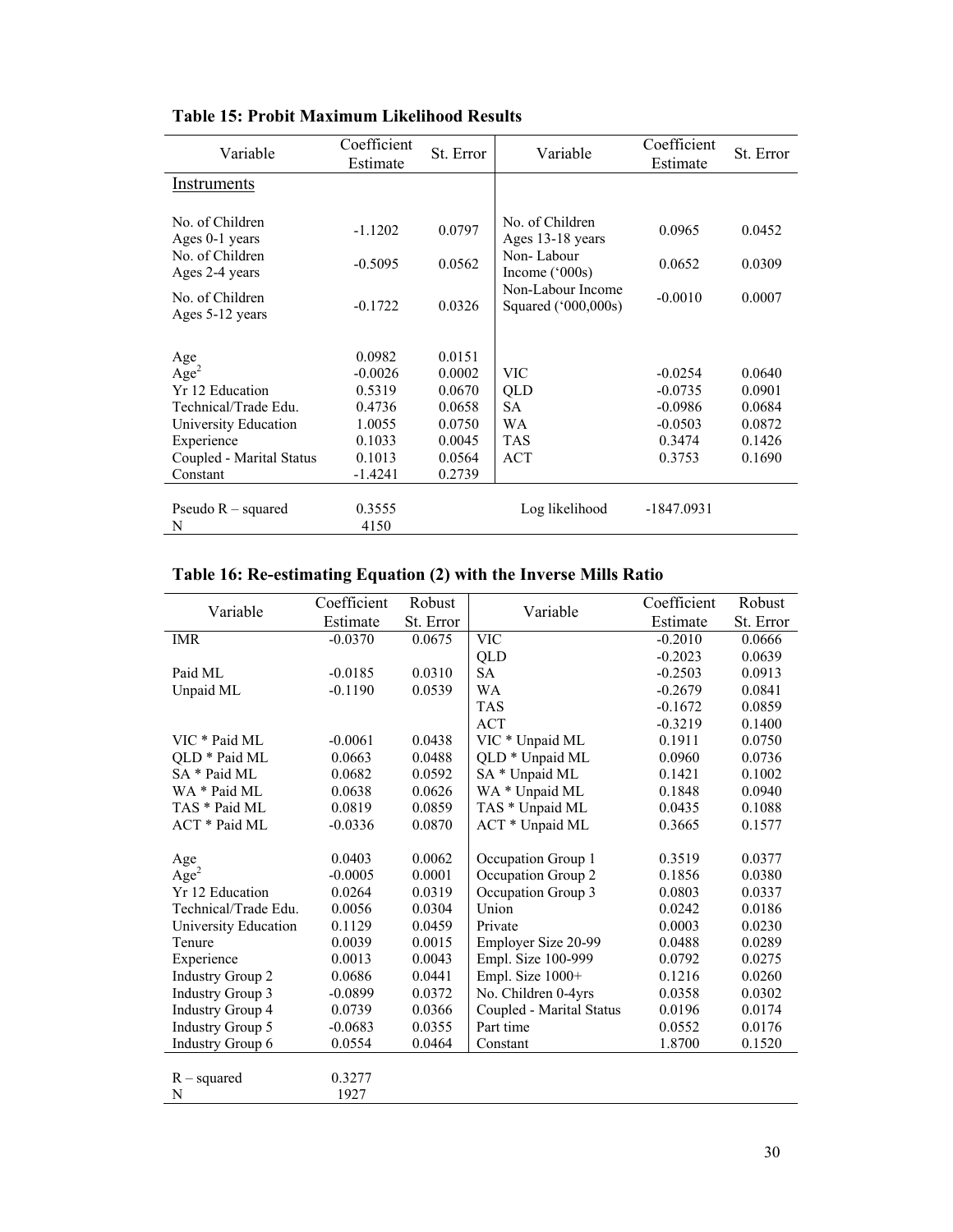**Table 15: Probit Maximum Likelihood Results**

| Variable | Coefficient Estimate | St. Error | Variable | Coefficient Estimate | St. Error |
|---|---|---|---|---|---|
| Instruments | | | | | |
| No. of Children Ages 0-1 years | -1.1202 | 0.0797 | No. of Children Ages 13-18 years | 0.0965 | 0.0452 |
| No. of Children Ages 2-4 years | -0.5095 | 0.0562 | Non- Labour Income ('000s) | 0.0652 | 0.0309 |
| No. of Children Ages 5-12 years | -0.1722 | 0.0326 | Non-Labour Income Squared ('000,000s) | -0.0010 | 0.0007 |
| Age | 0.0982 | 0.0151 | | | |
| $Age^2$ | -0.0026 | 0.0002 | VIC | -0.0254 | 0.0640 |
| Yr 12 Education | 0.5319 | 0.0670 | QLD | -0.0735 | 0.0901 |
| Technical/Trade Edu. | 0.4736 | 0.0658 | SA | -0.0986 | 0.0684 |
| University Education | 1.0055 | 0.0750 | WA | -0.0503 | 0.0872 |
| Experience | 0.1033 | 0.0045 | TAS | 0.3474 | 0.1426 |
| Coupled - Marital Status | 0.1013 | 0.0564 | ACT | 0.3753 | 0.1690 |
| Constant | -1.4241 | 0.2739 | | | |
| Pseudo R – squared | 0.3555 | | Log likelihood | -1847.0931 | |
| N | 4150 | | | | |

**Table 16: Re-estimating Equation (2) with the Inverse Mills Ratio**

| Variable | Coefficient Estimate | Robust St. Error | Variable | Coefficient Estimate | Robust St. Error |
|---|---|---|---|---|---|
| IMR | -0.0370 | 0.0675 | VIC | -0.2010 | 0.0666 |
| | | | QLD | -0.2023 | 0.0639 |
| Paid ML | -0.0185 | 0.0310 | SA | -0.2503 | 0.0913 |
| Unpaid ML | -0.1190 | 0.0539 | WA | -0.2679 | 0.0841 |
| | | | TAS | -0.1672 | 0.0859 |
| | | | ACT | -0.3219 | 0.1400 |
| VIC * Paid ML | -0.0061 | 0.0438 | VIC * Unpaid ML | 0.1911 | 0.0750 |
| QLD * Paid ML | 0.0663 | 0.0488 | QLD * Unpaid ML | 0.0960 | 0.0736 |
| SA * Paid ML | 0.0682 | 0.0592 | SA * Unpaid ML | 0.1421 | 0.1002 |
| WA * Paid ML | 0.0638 | 0.0626 | WA * Unpaid ML | 0.1848 | 0.0940 |
| TAS * Paid ML | 0.0819 | 0.0859 | TAS * Unpaid ML | 0.0435 | 0.1088 |
| ACT * Paid ML | -0.0336 | 0.0870 | ACT * Unpaid ML | 0.3665 | 0.1577 |
| Age | 0.0403 | 0.0062 | Occupation Group 1 | 0.3519 | 0.0377 |
| $Age^2$ | -0.0005 | 0.0001 | Occupation Group 2 | 0.1856 | 0.0380 |
| Yr 12 Education | 0.0264 | 0.0319 | Occupation Group 3 | 0.0803 | 0.0337 |
| Technical/Trade Edu. | 0.0056 | 0.0304 | Union | 0.0242 | 0.0186 |
| University Education | 0.1129 | 0.0459 | Private | 0.0003 | 0.0230 |
| Tenure | 0.0039 | 0.0015 | Employer Size 20-99 | 0.0488 | 0.0289 |
| Experience | 0.0013 | 0.0043 | Empl. Size 100-999 | 0.0792 | 0.0275 |
| Industry Group 2 | 0.0686 | 0.0441 | Empl. Size 1000+ | 0.1216 | 0.0260 |
| Industry Group 3 | -0.0899 | 0.0372 | No. Children 0-4yrs | 0.0358 | 0.0302 |
| Industry Group 4 | 0.0739 | 0.0366 | Coupled - Marital Status | 0.0196 | 0.0174 |
| Industry Group 5 | -0.0683 | 0.0355 | Part time | 0.0552 | 0.0176 |
| Industry Group 6 | 0.0554 | 0.0464 | Constant | 1.8700 | 0.1520 |
| R – squared | 0.3277 | | | | |
| N | 1927 | | | | |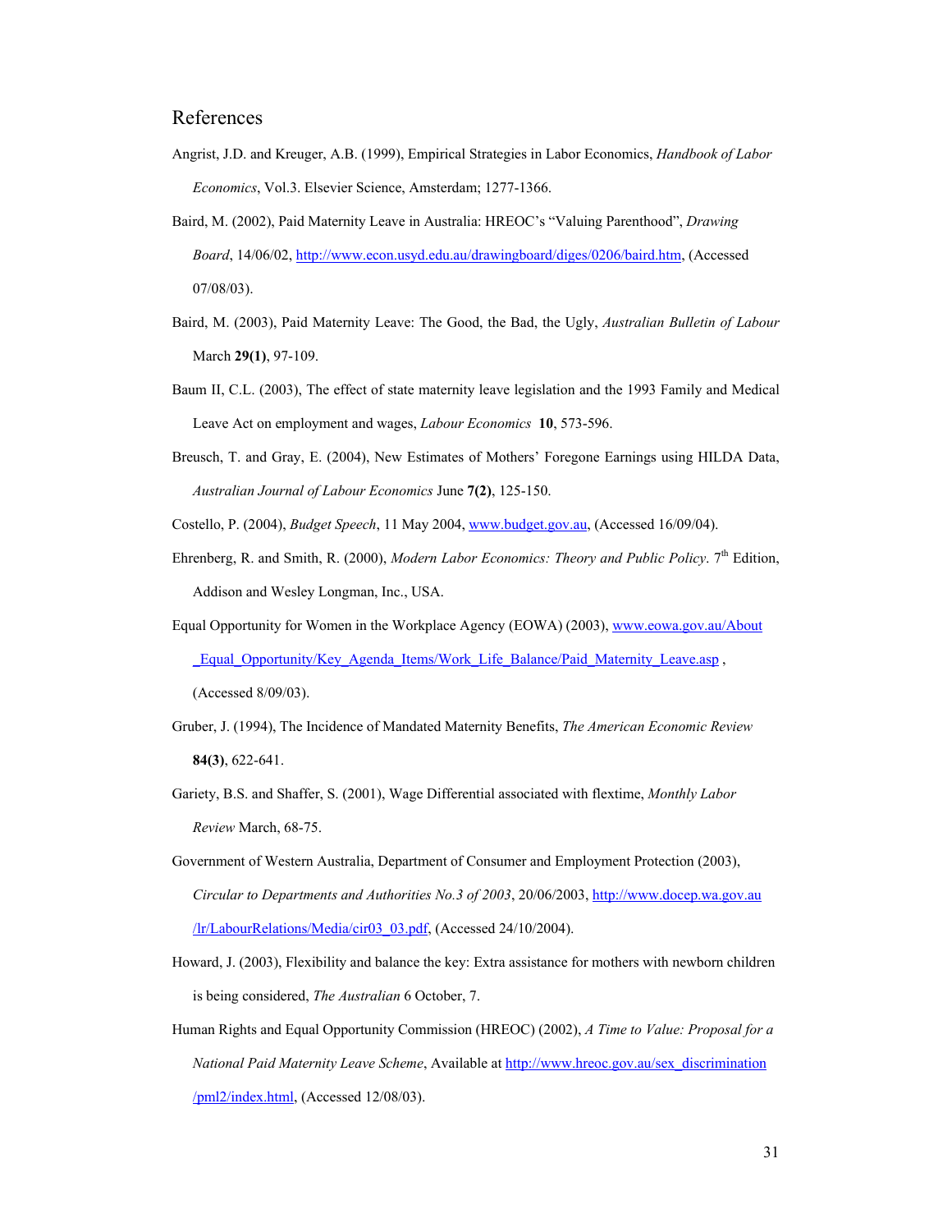## References

Angrist, J.D. and Kreuger, A.B. (1999), Empirical Strategies in Labor Economics, *Handbook of Labor Economics*, Vol.3. Elsevier Science, Amsterdam; 1277-1366.

Baird, M. (2002), Paid Maternity Leave in Australia: HREOC's "Valuing Parenthood", *Drawing Board*, 14/06/02, http://www.econ.usyd.edu.au/drawingboard/diges/0206/baird.htm, (Accessed 07/08/03).

Baird, M. (2003), Paid Maternity Leave: The Good, the Bad, the Ugly, *Australian Bulletin of Labour* March **29(1)**, 97-109.

Baum II, C.L. (2003), The effect of state maternity leave legislation and the 1993 Family and Medical Leave Act on employment and wages, *Labour Economics* **10**, 573-596.

Breusch, T. and Gray, E. (2004), New Estimates of Mothers' Foregone Earnings using HILDA Data, *Australian Journal of Labour Economics* June **7(2)**, 125-150.

Costello, P. (2004), *Budget Speech*, 11 May 2004, www.budget.gov.au, (Accessed 16/09/04).

Ehrenberg, R. and Smith, R. (2000), *Modern Labor Economics: Theory and Public Policy*. 7th Edition, Addison and Wesley Longman, Inc., USA.

Equal Opportunity for Women in the Workplace Agency (EOWA) (2003), www.eowa.gov.au/About_Equal_Opportunity/Key_Agenda_Items/Work_Life_Balance/Paid_Maternity_Leave.asp , (Accessed 8/09/03).

Gruber, J. (1994), The Incidence of Mandated Maternity Benefits, *The American Economic Review* **84(3)**, 622-641.

Gariety, B.S. and Shaffer, S. (2001), Wage Differential associated with flextime, *Monthly Labor Review* March, 68-75.

Government of Western Australia, Department of Consumer and Employment Protection (2003), *Circular to Departments and Authorities No.3 of 2003*, 20/06/2003, http://www.docep.wa.gov.au/lr/LabourRelations/Media/cir03_03.pdf, (Accessed 24/10/2004).

Howard, J. (2003), Flexibility and balance the key: Extra assistance for mothers with newborn children is being considered, *The Australian* 6 October, 7.

Human Rights and Equal Opportunity Commission (HREOC) (2002), *A Time to Value: Proposal for a National Paid Maternity Leave Scheme*, Available at http://www.hreoc.gov.au/sex_discrimination/pml2/index.html, (Accessed 12/08/03).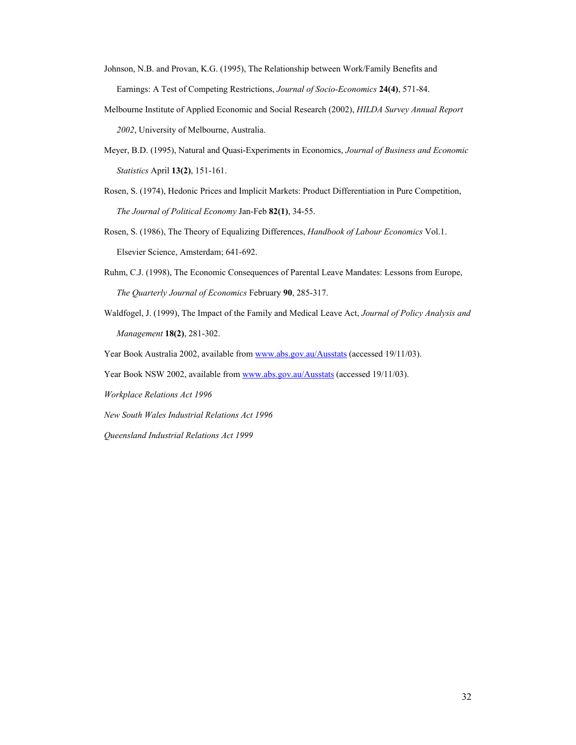Johnson, N.B. and Provan, K.G. (1995), The Relationship between Work/Family Benefits and Earnings: A Test of Competing Restrictions, *Journal of Socio-Economics* **24(4)**, 571-84.

Melbourne Institute of Applied Economic and Social Research (2002), *HILDA Survey Annual Report 2002*, University of Melbourne, Australia.

Meyer, B.D. (1995), Natural and Quasi-Experiments in Economics, *Journal of Business and Economic Statistics* April **13(2)**, 151-161.

Rosen, S. (1974), Hedonic Prices and Implicit Markets: Product Differentiation in Pure Competition, *The Journal of Political Economy* Jan-Feb **82(1)**, 34-55.

Rosen, S. (1986), The Theory of Equalizing Differences, *Handbook of Labour Economics* Vol.1. Elsevier Science, Amsterdam; 641-692.

Ruhm, C.J. (1998), The Economic Consequences of Parental Leave Mandates: Lessons from Europe, *The Quarterly Journal of Economics* February **90**, 285-317.

Waldfogel, J. (1999), The Impact of the Family and Medical Leave Act, *Journal of Policy Analysis and Management* **18(2)**, 281-302.

Year Book Australia 2002, available from www.abs.gov.au/Ausstats (accessed 19/11/03).

Year Book NSW 2002, available from www.abs.gov.au/Ausstats (accessed 19/11/03).

*Workplace Relations Act 1996*

*New South Wales Industrial Relations Act 1996*

*Queensland Industrial Relations Act 1999*